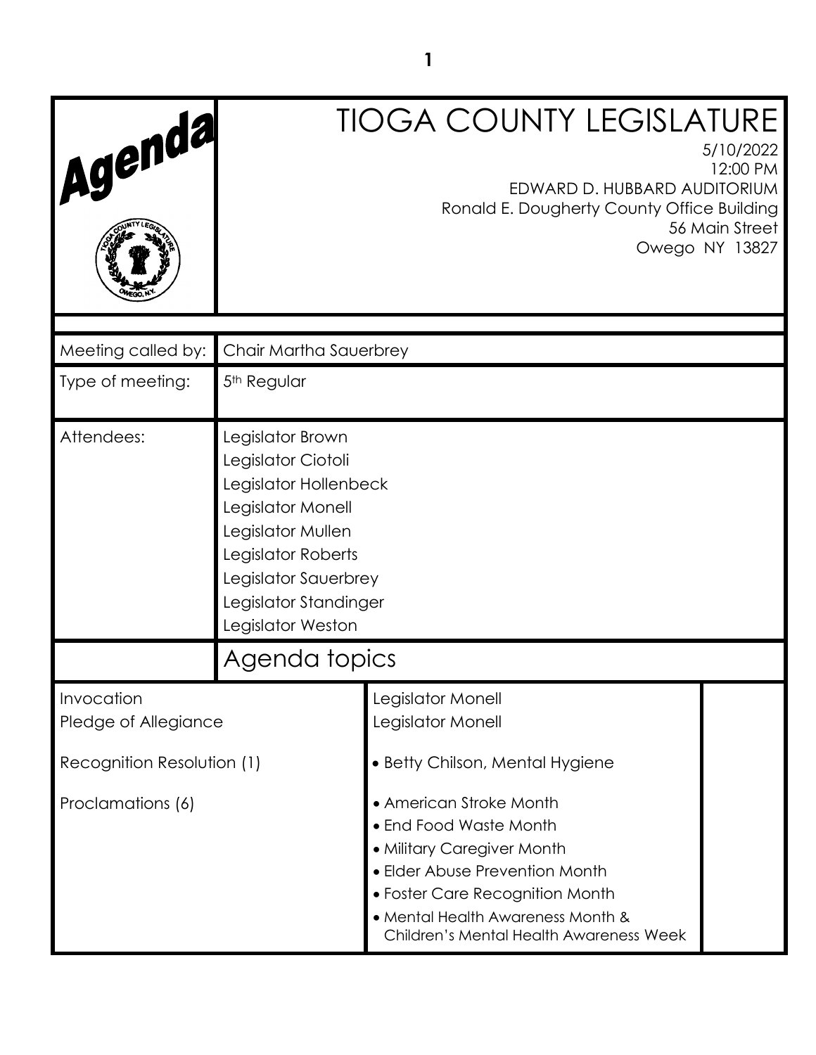# Agenda

# TIOGA COUNTY LEGISLATURE

5/10/2022
12:00 PM
EDWARD D. HUBBARD AUDITORIUM
Ronald E. Dougherty County Office Building
56 Main Street
Owego NY 13827

| | |
|---|---|
| Meeting called by: | Chair Martha Sauerbrey |
| Type of meeting: | 5th Regular |
| Attendees: | Legislator Brown<br>Legislator Ciotoli<br>Legislator Hollenbeck<br>Legislator Monell<br>Legislator Mullen<br>Legislator Roberts<br>Legislator Sauerbrey<br>Legislator Standinger<br>Legislator Weston |

## Agenda topics

| | |
|---|---|
| Invocation | Legislator Monell |
| Pledge of Allegiance | Legislator Monell |
| Recognition Resolution (1) | • Betty Chilson, Mental Hygiene |
| Proclamations (6) | • American Stroke Month<br>• End Food Waste Month<br>• Military Caregiver Month<br>• Elder Abuse Prevention Month<br>• Foster Care Recognition Month<br>• Mental Health Awareness Month & Children's Mental Health Awareness Week |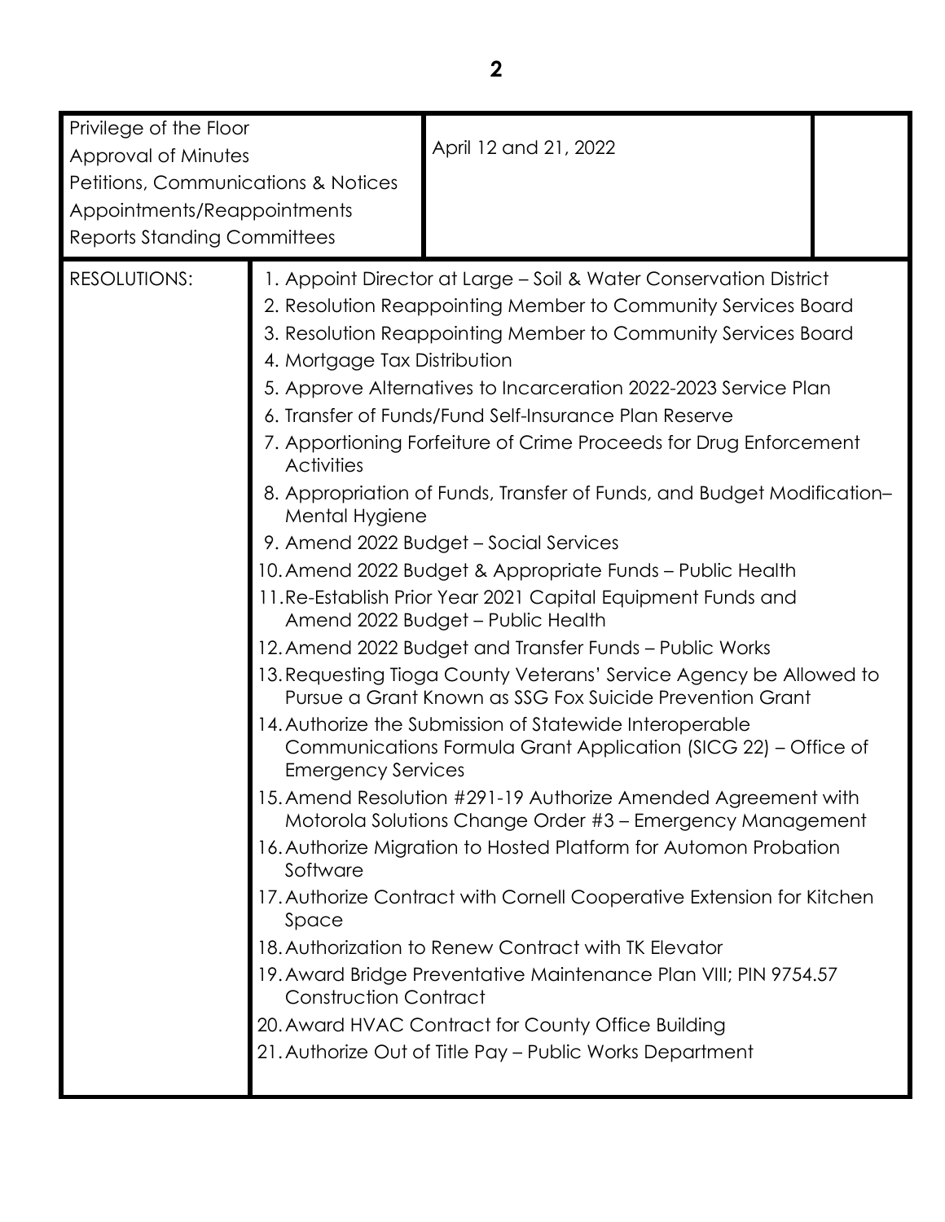| Privilege of the Floor<br>Approval of Minutes<br>Petitions, Communications & Notices<br>Appointments/Reappointments<br>Reports Standing Committees | | April 12 and 21, 2022 | |
|---|---|---|---|
| RESOLUTIONS: | 1. Appoint Director at Large – Soil & Water Conservation District<br>2. Resolution Reappointing Member to Community Services Board<br>3. Resolution Reappointing Member to Community Services Board<br>4. Mortgage Tax Distribution<br>5. Approve Alternatives to Incarceration 2022-2023 Service Plan<br>6. Transfer of Funds/Fund Self-Insurance Plan Reserve<br>7. Apportioning Forfeiture of Crime Proceeds for Drug Enforcement Activities<br>8. Appropriation of Funds, Transfer of Funds, and Budget Modification– Mental Hygiene<br>9. Amend 2022 Budget – Social Services<br>10. Amend 2022 Budget & Appropriate Funds – Public Health<br>11. Re-Establish Prior Year 2021 Capital Equipment Funds and Amend 2022 Budget – Public Health<br>12. Amend 2022 Budget and Transfer Funds – Public Works<br>13. Requesting Tioga County Veterans' Service Agency be Allowed to Pursue a Grant Known as SSG Fox Suicide Prevention Grant<br>14. Authorize the Submission of Statewide Interoperable Communications Formula Grant Application (SICG 22) – Office of Emergency Services<br>15. Amend Resolution #291-19 Authorize Amended Agreement with Motorola Solutions Change Order #3 – Emergency Management<br>16. Authorize Migration to Hosted Platform for Automon Probation Software<br>17. Authorize Contract with Cornell Cooperative Extension for Kitchen Space<br>18. Authorization to Renew Contract with TK Elevator<br>19. Award Bridge Preventative Maintenance Plan VIII; PIN 9754.57 Construction Contract<br>20. Award HVAC Contract for County Office Building<br>21. Authorize Out of Title Pay – Public Works Department | | |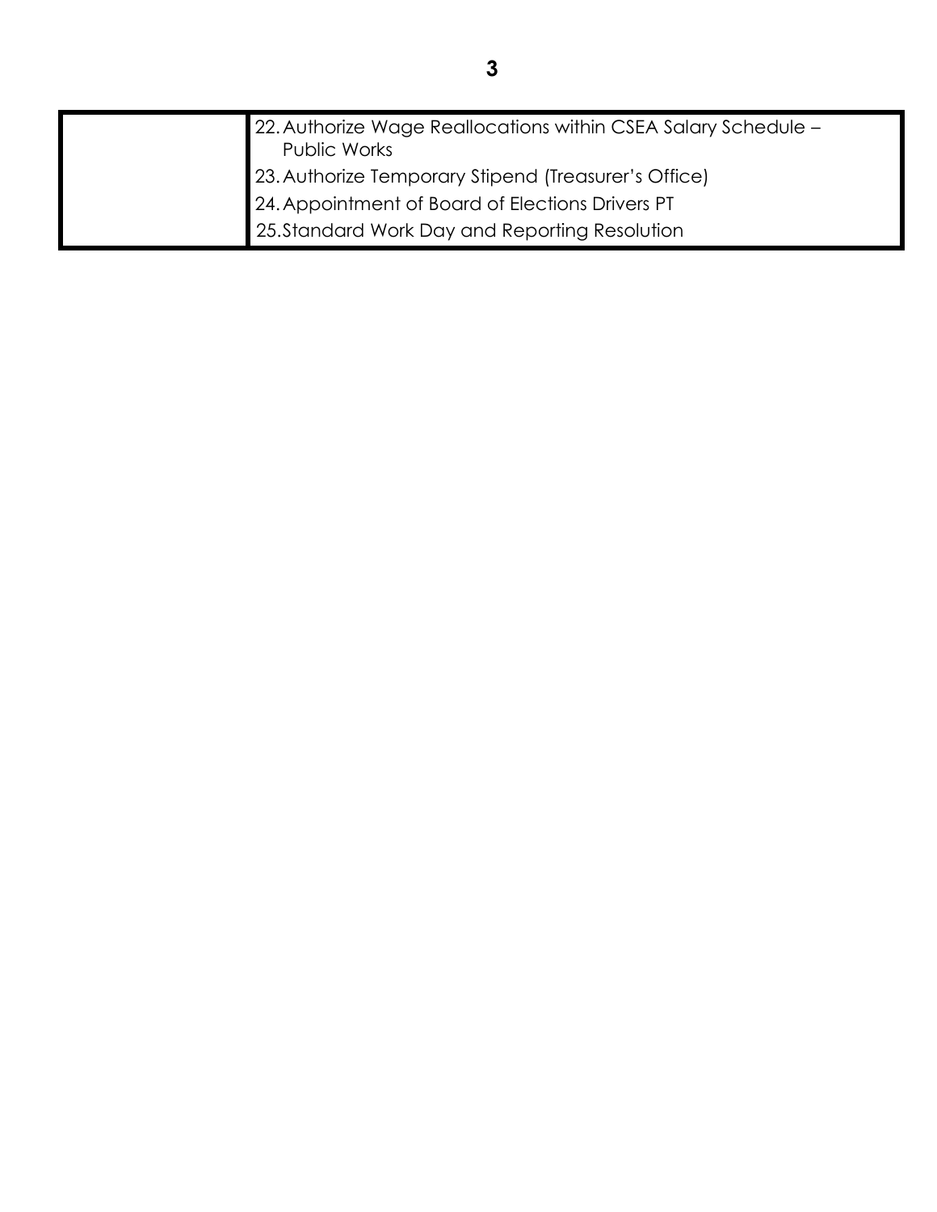| | |
|---|---|
| | 22. Authorize Wage Reallocations within CSEA Salary Schedule – Public Works |
| | 23. Authorize Temporary Stipend (Treasurer's Office) |
| | 24. Appointment of Board of Elections Drivers PT |
| | 25. Standard Work Day and Reporting Resolution |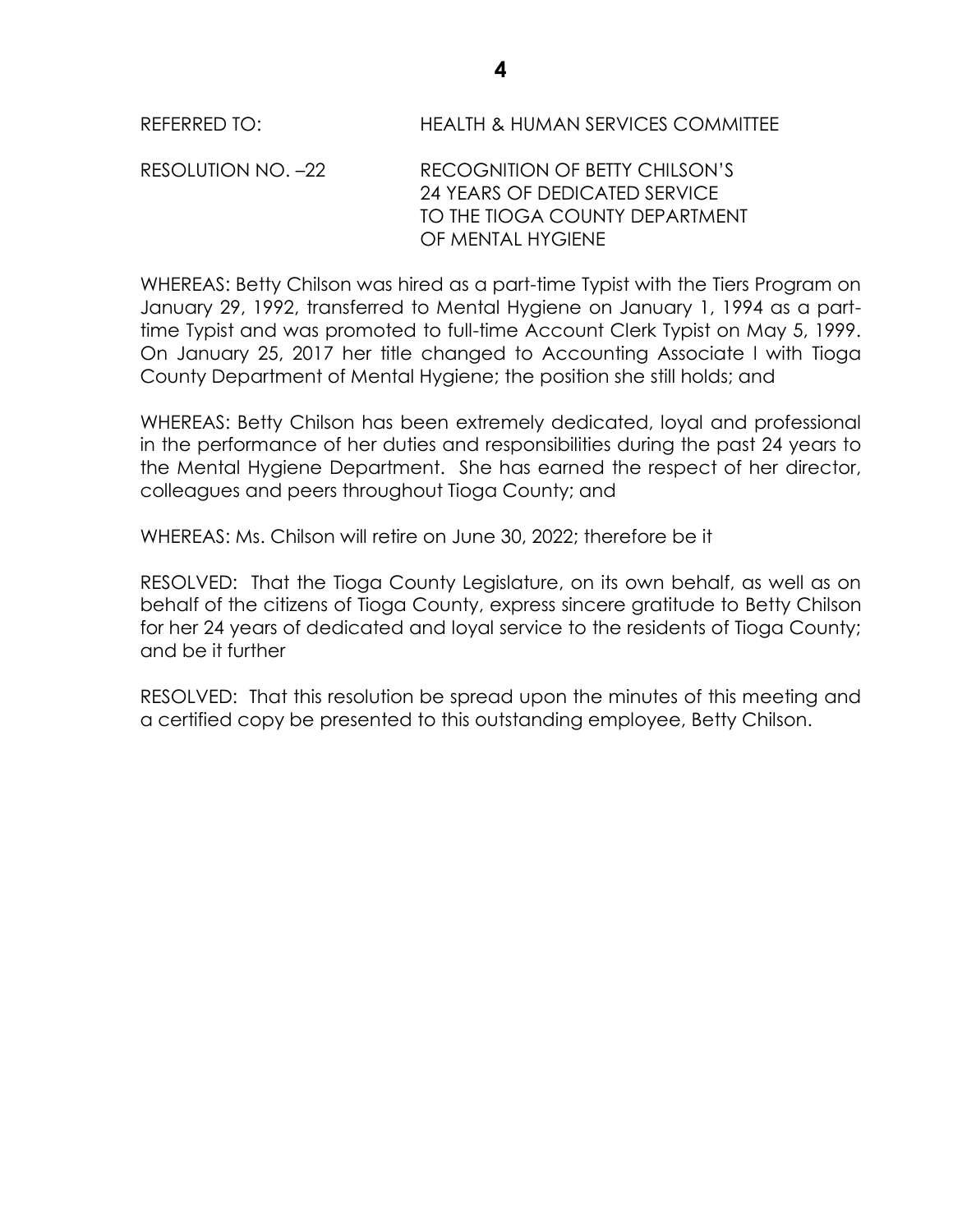REFERRED TO: HEALTH & HUMAN SERVICES COMMITTEE

RESOLUTION NO. –22 RECOGNITION OF BETTY CHILSON'S 24 YEARS OF DEDICATED SERVICE TO THE TIOGA COUNTY DEPARTMENT OF MENTAL HYGIENE

WHEREAS: Betty Chilson was hired as a part-time Typist with the Tiers Program on January 29, 1992, transferred to Mental Hygiene on January 1, 1994 as a part-time Typist and was promoted to full-time Account Clerk Typist on May 5, 1999. On January 25, 2017 her title changed to Accounting Associate I with Tioga County Department of Mental Hygiene; the position she still holds; and

WHEREAS: Betty Chilson has been extremely dedicated, loyal and professional in the performance of her duties and responsibilities during the past 24 years to the Mental Hygiene Department. She has earned the respect of her director, colleagues and peers throughout Tioga County; and

WHEREAS: Ms. Chilson will retire on June 30, 2022; therefore be it

RESOLVED: That the Tioga County Legislature, on its own behalf, as well as on behalf of the citizens of Tioga County, express sincere gratitude to Betty Chilson for her 24 years of dedicated and loyal service to the residents of Tioga County; and be it further

RESOLVED: That this resolution be spread upon the minutes of this meeting and a certified copy be presented to this outstanding employee, Betty Chilson.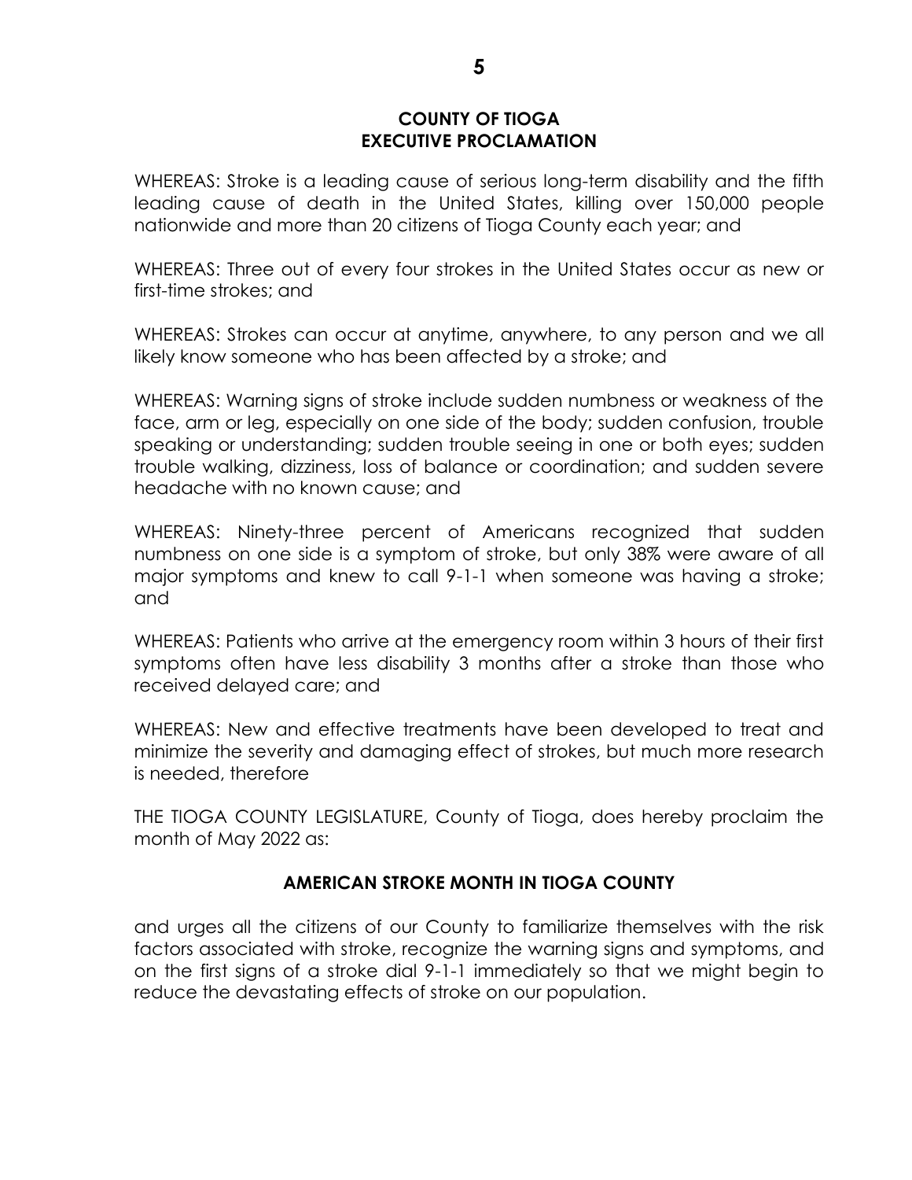**COUNTY OF TIOGA**
**EXECUTIVE PROCLAMATION**

WHEREAS: Stroke is a leading cause of serious long-term disability and the fifth leading cause of death in the United States, killing over 150,000 people nationwide and more than 20 citizens of Tioga County each year; and

WHEREAS: Three out of every four strokes in the United States occur as new or first-time strokes; and

WHEREAS: Strokes can occur at anytime, anywhere, to any person and we all likely know someone who has been affected by a stroke; and

WHEREAS: Warning signs of stroke include sudden numbness or weakness of the face, arm or leg, especially on one side of the body; sudden confusion, trouble speaking or understanding; sudden trouble seeing in one or both eyes; sudden trouble walking, dizziness, loss of balance or coordination; and sudden severe headache with no known cause; and

WHEREAS: Ninety-three percent of Americans recognized that sudden numbness on one side is a symptom of stroke, but only 38% were aware of all major symptoms and knew to call 9-1-1 when someone was having a stroke; and

WHEREAS: Patients who arrive at the emergency room within 3 hours of their first symptoms often have less disability 3 months after a stroke than those who received delayed care; and

WHEREAS: New and effective treatments have been developed to treat and minimize the severity and damaging effect of strokes, but much more research is needed, therefore

THE TIOGA COUNTY LEGISLATURE, County of Tioga, does hereby proclaim the month of May 2022 as:

**AMERICAN STROKE MONTH IN TIOGA COUNTY**

and urges all the citizens of our County to familiarize themselves with the risk factors associated with stroke, recognize the warning signs and symptoms, and on the first signs of a stroke dial 9-1-1 immediately so that we might begin to reduce the devastating effects of stroke on our population.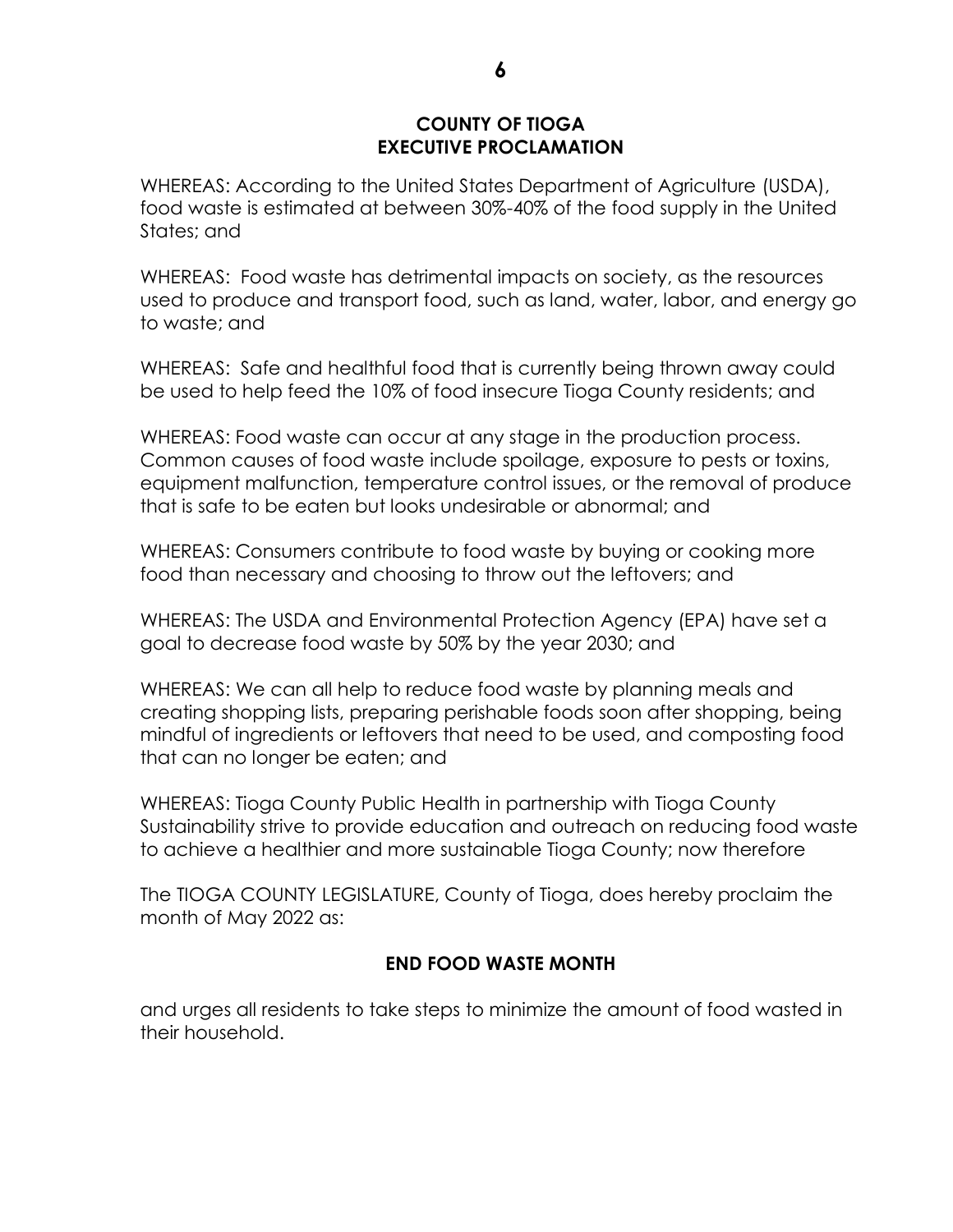**COUNTY OF TIOGA**
**EXECUTIVE PROCLAMATION**

WHEREAS: According to the United States Department of Agriculture (USDA), food waste is estimated at between 30%-40% of the food supply in the United States; and

WHEREAS: Food waste has detrimental impacts on society, as the resources used to produce and transport food, such as land, water, labor, and energy go to waste; and

WHEREAS: Safe and healthful food that is currently being thrown away could be used to help feed the 10% of food insecure Tioga County residents; and

WHEREAS: Food waste can occur at any stage in the production process. Common causes of food waste include spoilage, exposure to pests or toxins, equipment malfunction, temperature control issues, or the removal of produce that is safe to be eaten but looks undesirable or abnormal; and

WHEREAS: Consumers contribute to food waste by buying or cooking more food than necessary and choosing to throw out the leftovers; and

WHEREAS: The USDA and Environmental Protection Agency (EPA) have set a goal to decrease food waste by 50% by the year 2030; and

WHEREAS: We can all help to reduce food waste by planning meals and creating shopping lists, preparing perishable foods soon after shopping, being mindful of ingredients or leftovers that need to be used, and composting food that can no longer be eaten; and

WHEREAS: Tioga County Public Health in partnership with Tioga County Sustainability strive to provide education and outreach on reducing food waste to achieve a healthier and more sustainable Tioga County; now therefore

The TIOGA COUNTY LEGISLATURE, County of Tioga, does hereby proclaim the month of May 2022 as:

**END FOOD WASTE MONTH**

and urges all residents to take steps to minimize the amount of food wasted in their household.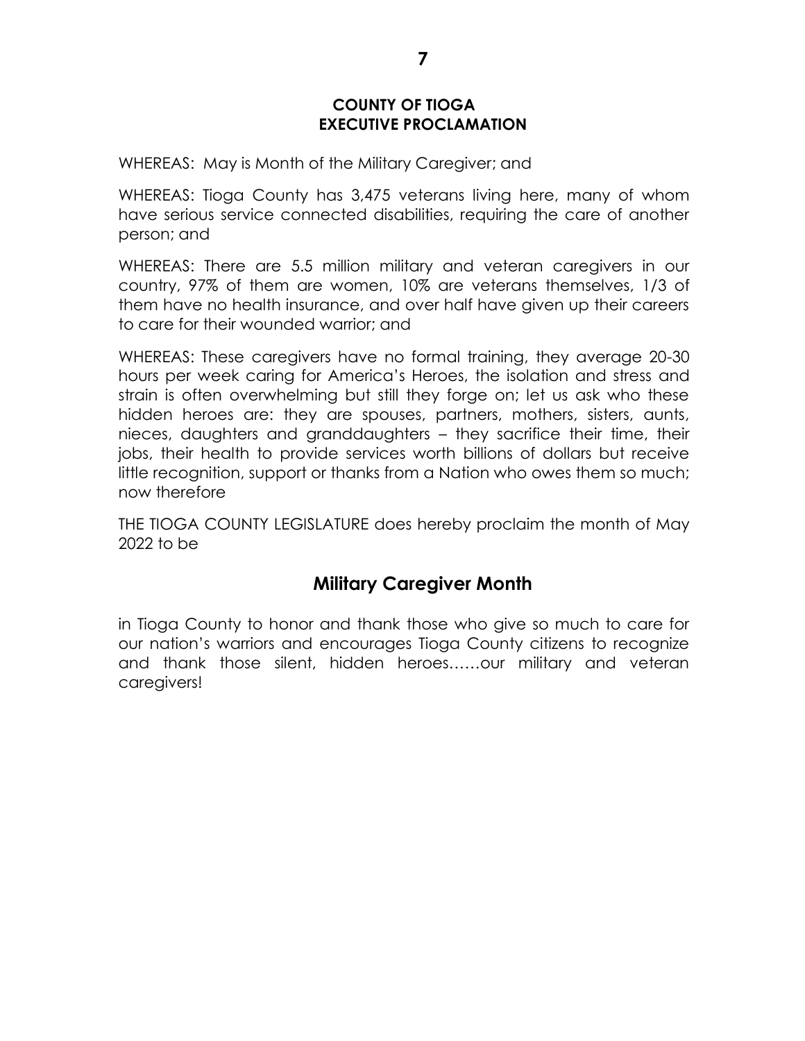**COUNTY OF TIOGA**
**EXECUTIVE PROCLAMATION**

WHEREAS: May is Month of the Military Caregiver; and

WHEREAS: Tioga County has 3,475 veterans living here, many of whom have serious service connected disabilities, requiring the care of another person; and

WHEREAS: There are 5.5 million military and veteran caregivers in our country, 97% of them are women, 10% are veterans themselves, 1/3 of them have no health insurance, and over half have given up their careers to care for their wounded warrior; and

WHEREAS: These caregivers have no formal training, they average 20-30 hours per week caring for America's Heroes, the isolation and stress and strain is often overwhelming but still they forge on; let us ask who these hidden heroes are: they are spouses, partners, mothers, sisters, aunts, nieces, daughters and granddaughters – they sacrifice their time, their jobs, their health to provide services worth billions of dollars but receive little recognition, support or thanks from a Nation who owes them so much; now therefore

THE TIOGA COUNTY LEGISLATURE does hereby proclaim the month of May 2022 to be

## Military Caregiver Month

in Tioga County to honor and thank those who give so much to care for our nation's warriors and encourages Tioga County citizens to recognize and thank those silent, hidden heroes……our military and veteran caregivers!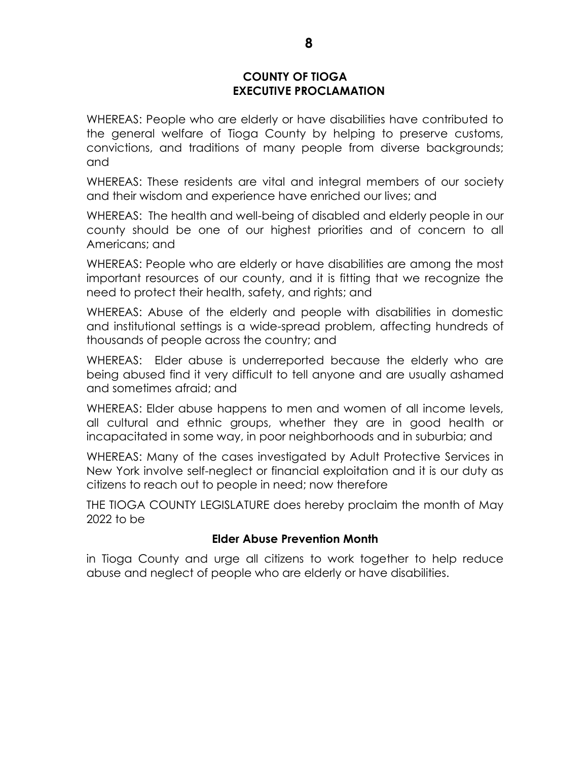# COUNTY OF TIOGA
## EXECUTIVE PROCLAMATION

WHEREAS: People who are elderly or have disabilities have contributed to the general welfare of Tioga County by helping to preserve customs, convictions, and traditions of many people from diverse backgrounds; and

WHEREAS: These residents are vital and integral members of our society and their wisdom and experience have enriched our lives; and

WHEREAS: The health and well-being of disabled and elderly people in our county should be one of our highest priorities and of concern to all Americans; and

WHEREAS: People who are elderly or have disabilities are among the most important resources of our county, and it is fitting that we recognize the need to protect their health, safety, and rights; and

WHEREAS: Abuse of the elderly and people with disabilities in domestic and institutional settings is a wide-spread problem, affecting hundreds of thousands of people across the country; and

WHEREAS: Elder abuse is underreported because the elderly who are being abused find it very difficult to tell anyone and are usually ashamed and sometimes afraid; and

WHEREAS: Elder abuse happens to men and women of all income levels, all cultural and ethnic groups, whether they are in good health or incapacitated in some way, in poor neighborhoods and in suburbia; and

WHEREAS: Many of the cases investigated by Adult Protective Services in New York involve self-neglect or financial exploitation and it is our duty as citizens to reach out to people in need; now therefore

THE TIOGA COUNTY LEGISLATURE does hereby proclaim the month of May 2022 to be

**Elder Abuse Prevention Month**

in Tioga County and urge all citizens to work together to help reduce abuse and neglect of people who are elderly or have disabilities.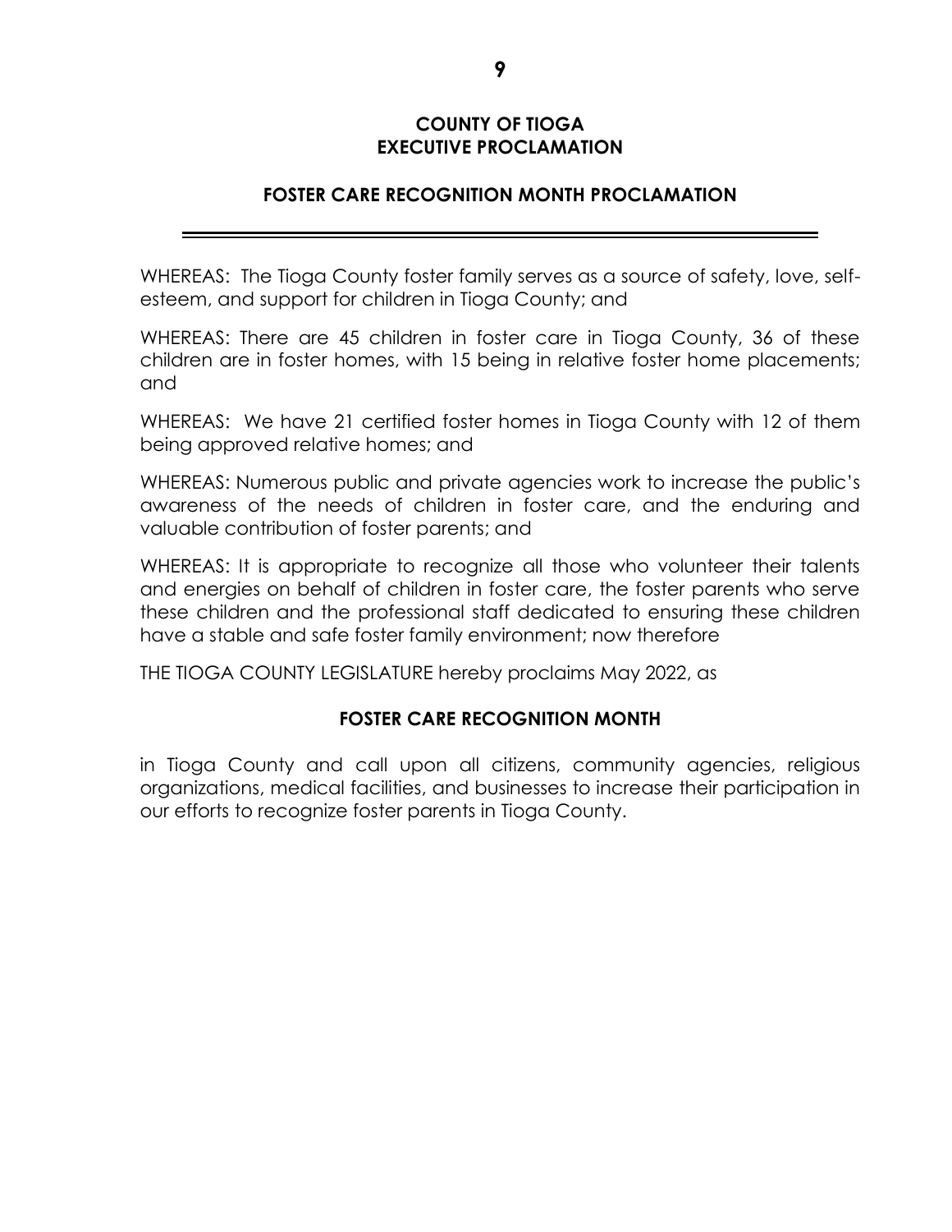**COUNTY OF TIOGA**
**EXECUTIVE PROCLAMATION**

**FOSTER CARE RECOGNITION MONTH PROCLAMATION**

---

WHEREAS: The Tioga County foster family serves as a source of safety, love, self-esteem, and support for children in Tioga County; and

WHEREAS: There are 45 children in foster care in Tioga County, 36 of these children are in foster homes, with 15 being in relative foster home placements; and

WHEREAS: We have 21 certified foster homes in Tioga County with 12 of them being approved relative homes; and

WHEREAS: Numerous public and private agencies work to increase the public's awareness of the needs of children in foster care, and the enduring and valuable contribution of foster parents; and

WHEREAS: It is appropriate to recognize all those who volunteer their talents and energies on behalf of children in foster care, the foster parents who serve these children and the professional staff dedicated to ensuring these children have a stable and safe foster family environment; now therefore

THE TIOGA COUNTY LEGISLATURE hereby proclaims May 2022, as

**FOSTER CARE RECOGNITION MONTH**

in Tioga County and call upon all citizens, community agencies, religious organizations, medical facilities, and businesses to increase their participation in our efforts to recognize foster parents in Tioga County.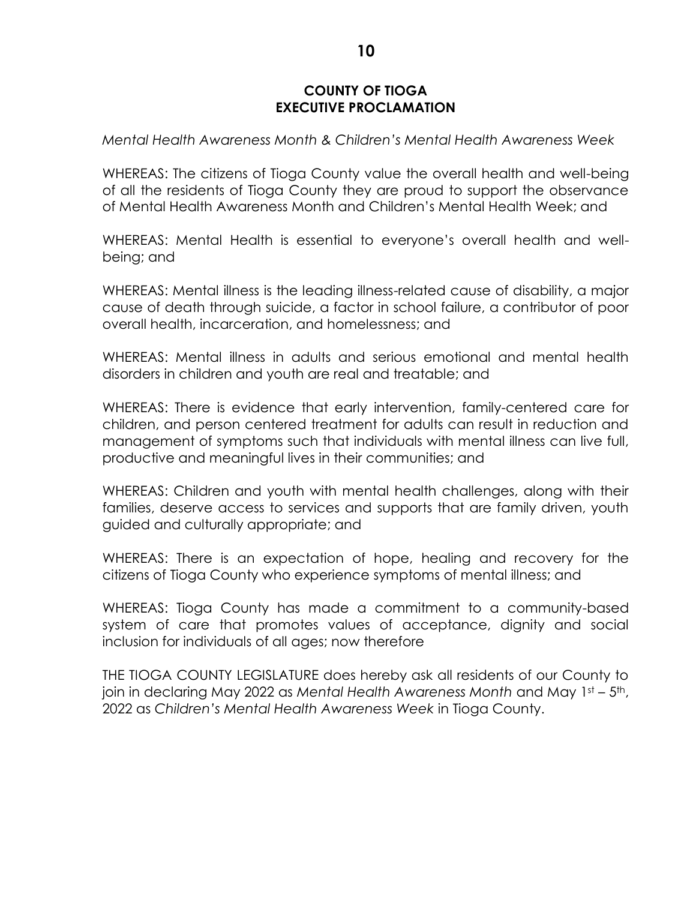# COUNTY OF TIOGA
# EXECUTIVE PROCLAMATION

*Mental Health Awareness Month & Children's Mental Health Awareness Week*

WHEREAS: The citizens of Tioga County value the overall health and well-being of all the residents of Tioga County they are proud to support the observance of Mental Health Awareness Month and Children's Mental Health Week; and

WHEREAS: Mental Health is essential to everyone's overall health and well-being; and

WHEREAS: Mental illness is the leading illness-related cause of disability, a major cause of death through suicide, a factor in school failure, a contributor of poor overall health, incarceration, and homelessness; and

WHEREAS: Mental illness in adults and serious emotional and mental health disorders in children and youth are real and treatable; and

WHEREAS: There is evidence that early intervention, family-centered care for children, and person centered treatment for adults can result in reduction and management of symptoms such that individuals with mental illness can live full, productive and meaningful lives in their communities; and

WHEREAS: Children and youth with mental health challenges, along with their families, deserve access to services and supports that are family driven, youth guided and culturally appropriate; and

WHEREAS: There is an expectation of hope, healing and recovery for the citizens of Tioga County who experience symptoms of mental illness; and

WHEREAS: Tioga County has made a commitment to a community-based system of care that promotes values of acceptance, dignity and social inclusion for individuals of all ages; now therefore

THE TIOGA COUNTY LEGISLATURE does hereby ask all residents of our County to join in declaring May 2022 as *Mental Health Awareness Month* and May 1st – 5th, 2022 as *Children's Mental Health Awareness Week* in Tioga County.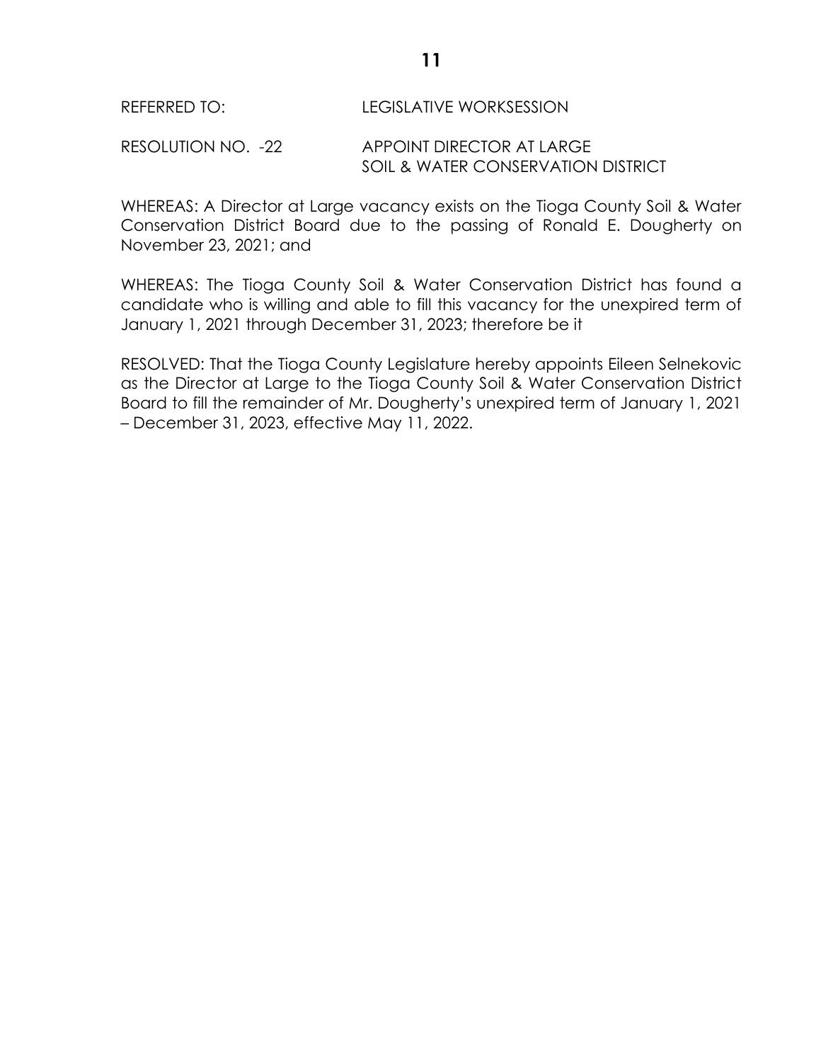REFERRED TO: LEGISLATIVE WORKSESSION

RESOLUTION NO. -22 APPOINT DIRECTOR AT LARGE
SOIL & WATER CONSERVATION DISTRICT

WHEREAS: A Director at Large vacancy exists on the Tioga County Soil & Water Conservation District Board due to the passing of Ronald E. Dougherty on November 23, 2021; and

WHEREAS: The Tioga County Soil & Water Conservation District has found a candidate who is willing and able to fill this vacancy for the unexpired term of January 1, 2021 through December 31, 2023; therefore be it

RESOLVED: That the Tioga County Legislature hereby appoints Eileen Selnekovic as the Director at Large to the Tioga County Soil & Water Conservation District Board to fill the remainder of Mr. Dougherty's unexpired term of January 1, 2021 – December 31, 2023, effective May 11, 2022.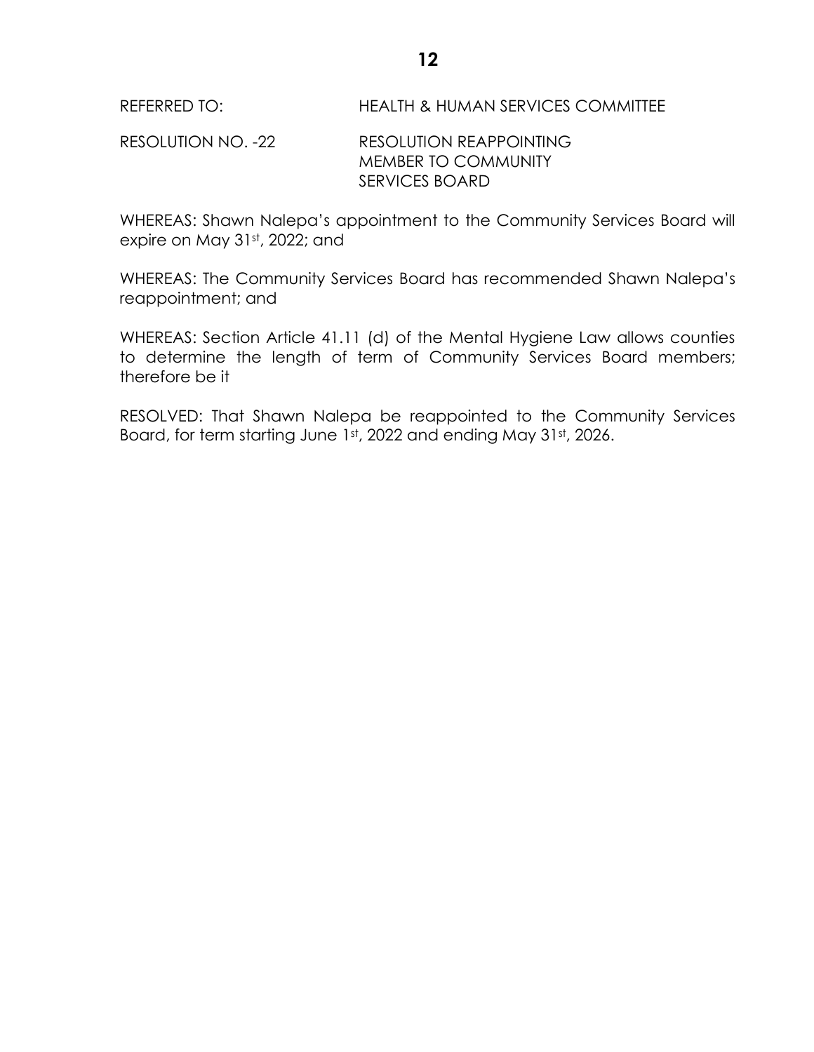REFERRED TO: HEALTH & HUMAN SERVICES COMMITTEE

RESOLUTION NO. -22 RESOLUTION REAPPOINTING MEMBER TO COMMUNITY SERVICES BOARD

WHEREAS: Shawn Nalepa's appointment to the Community Services Board will expire on May 31st, 2022; and

WHEREAS: The Community Services Board has recommended Shawn Nalepa's reappointment; and

WHEREAS: Section Article 41.11 (d) of the Mental Hygiene Law allows counties to determine the length of term of Community Services Board members; therefore be it

RESOLVED: That Shawn Nalepa be reappointed to the Community Services Board, for term starting June 1st, 2022 and ending May 31st, 2026.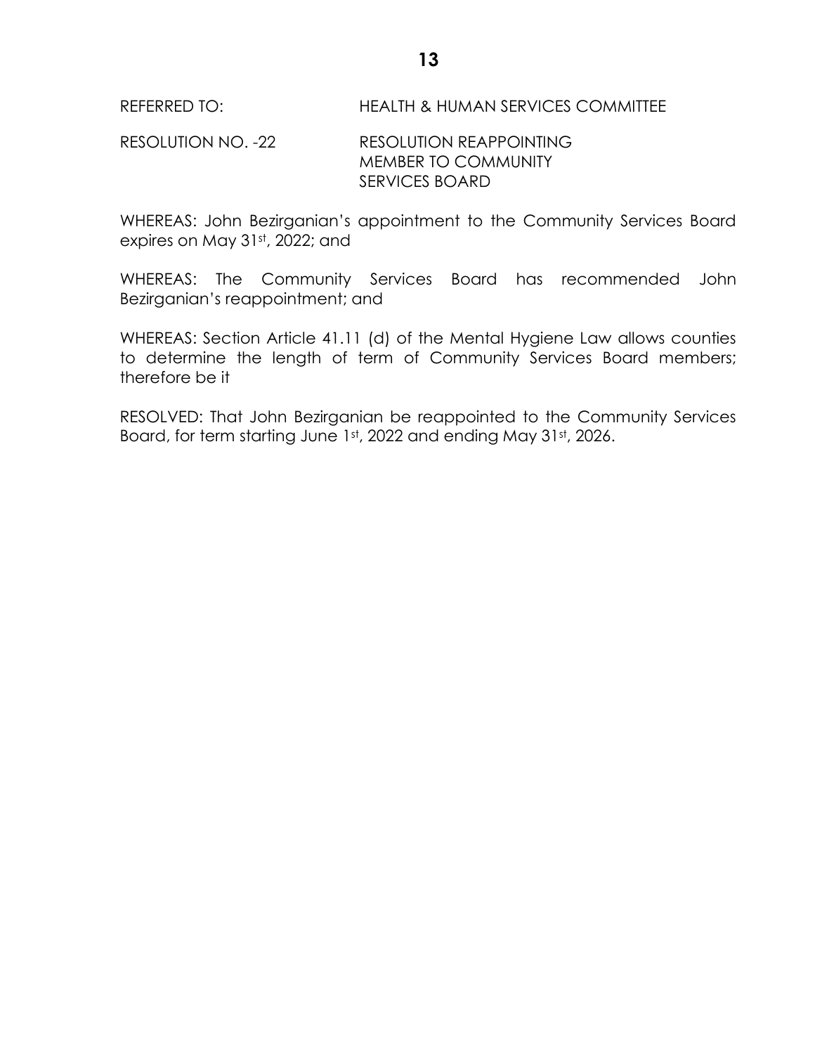REFERRED TO: HEALTH & HUMAN SERVICES COMMITTEE

RESOLUTION NO. -22 RESOLUTION REAPPOINTING MEMBER TO COMMUNITY SERVICES BOARD

WHEREAS: John Bezirganian's appointment to the Community Services Board expires on May 31st, 2022; and

WHEREAS: The Community Services Board has recommended John Bezirganian's reappointment; and

WHEREAS: Section Article 41.11 (d) of the Mental Hygiene Law allows counties to determine the length of term of Community Services Board members; therefore be it

RESOLVED: That John Bezirganian be reappointed to the Community Services Board, for term starting June 1st, 2022 and ending May 31st, 2026.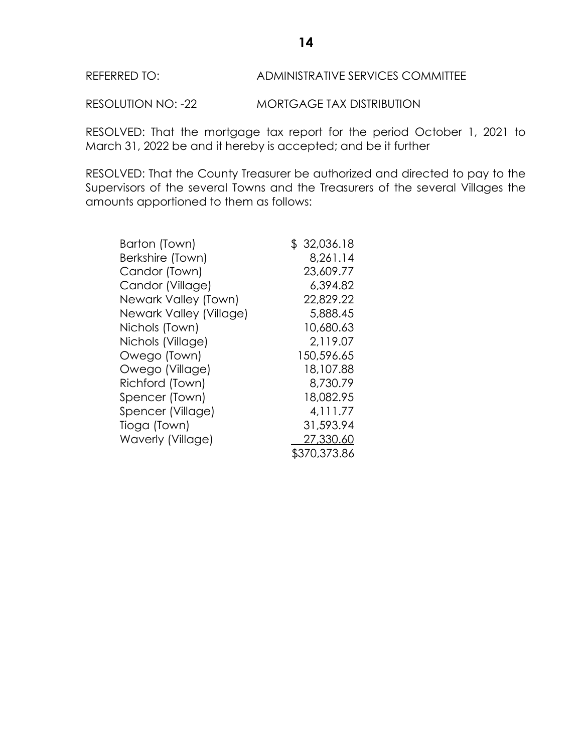REFERRED TO: ADMINISTRATIVE SERVICES COMMITTEE

RESOLUTION NO: -22 MORTGAGE TAX DISTRIBUTION

RESOLVED: That the mortgage tax report for the period October 1, 2021 to March 31, 2022 be and it hereby is accepted; and be it further

RESOLVED: That the County Treasurer be authorized and directed to pay to the Supervisors of the several Towns and the Treasurers of the several Villages the amounts apportioned to them as follows:

| | |
|---|---:|
| Barton (Town) | $ 32,036.18 |
| Berkshire (Town) | 8,261.14 |
| Candor (Town) | 23,609.77 |
| Candor (Village) | 6,394.82 |
| Newark Valley (Town) | 22,829.22 |
| Newark Valley (Village) | 5,888.45 |
| Nichols (Town) | 10,680.63 |
| Nichols (Village) | 2,119.07 |
| Owego (Town) | 150,596.65 |
| Owego (Village) | 18,107.88 |
| Richford (Town) | 8,730.79 |
| Spencer (Town) | 18,082.95 |
| Spencer (Village) | 4,111.77 |
| Tioga (Town) | 31,593.94 |
| Waverly (Village) | 27,330.60 |
| | $370,373.86 |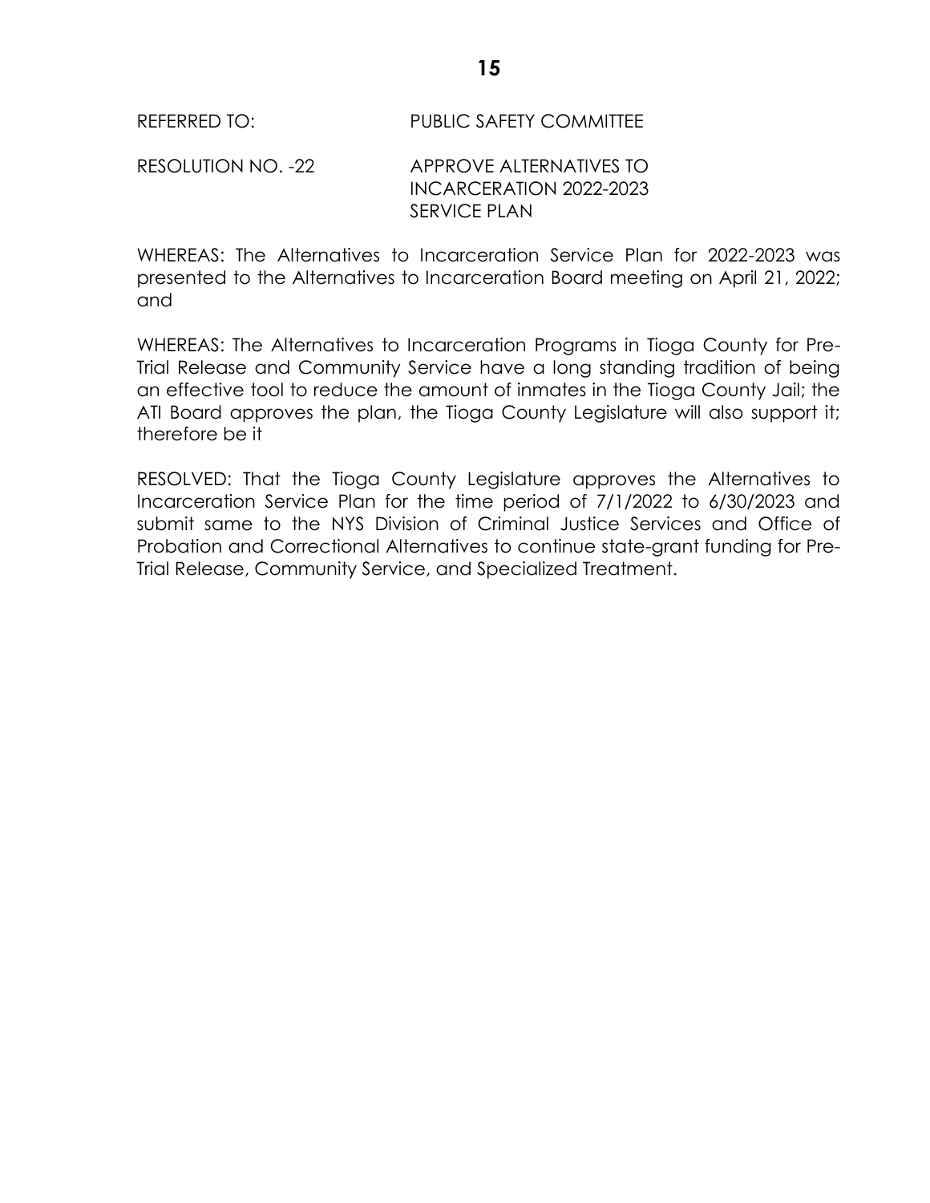REFERRED TO: PUBLIC SAFETY COMMITTEE

RESOLUTION NO. -22 APPROVE ALTERNATIVES TO INCARCERATION 2022-2023 SERVICE PLAN

WHEREAS: The Alternatives to Incarceration Service Plan for 2022-2023 was presented to the Alternatives to Incarceration Board meeting on April 21, 2022; and

WHEREAS: The Alternatives to Incarceration Programs in Tioga County for Pre-Trial Release and Community Service have a long standing tradition of being an effective tool to reduce the amount of inmates in the Tioga County Jail; the ATI Board approves the plan, the Tioga County Legislature will also support it; therefore be it

RESOLVED: That the Tioga County Legislature approves the Alternatives to Incarceration Service Plan for the time period of 7/1/2022 to 6/30/2023 and submit same to the NYS Division of Criminal Justice Services and Office of Probation and Correctional Alternatives to continue state-grant funding for Pre-Trial Release, Community Service, and Specialized Treatment.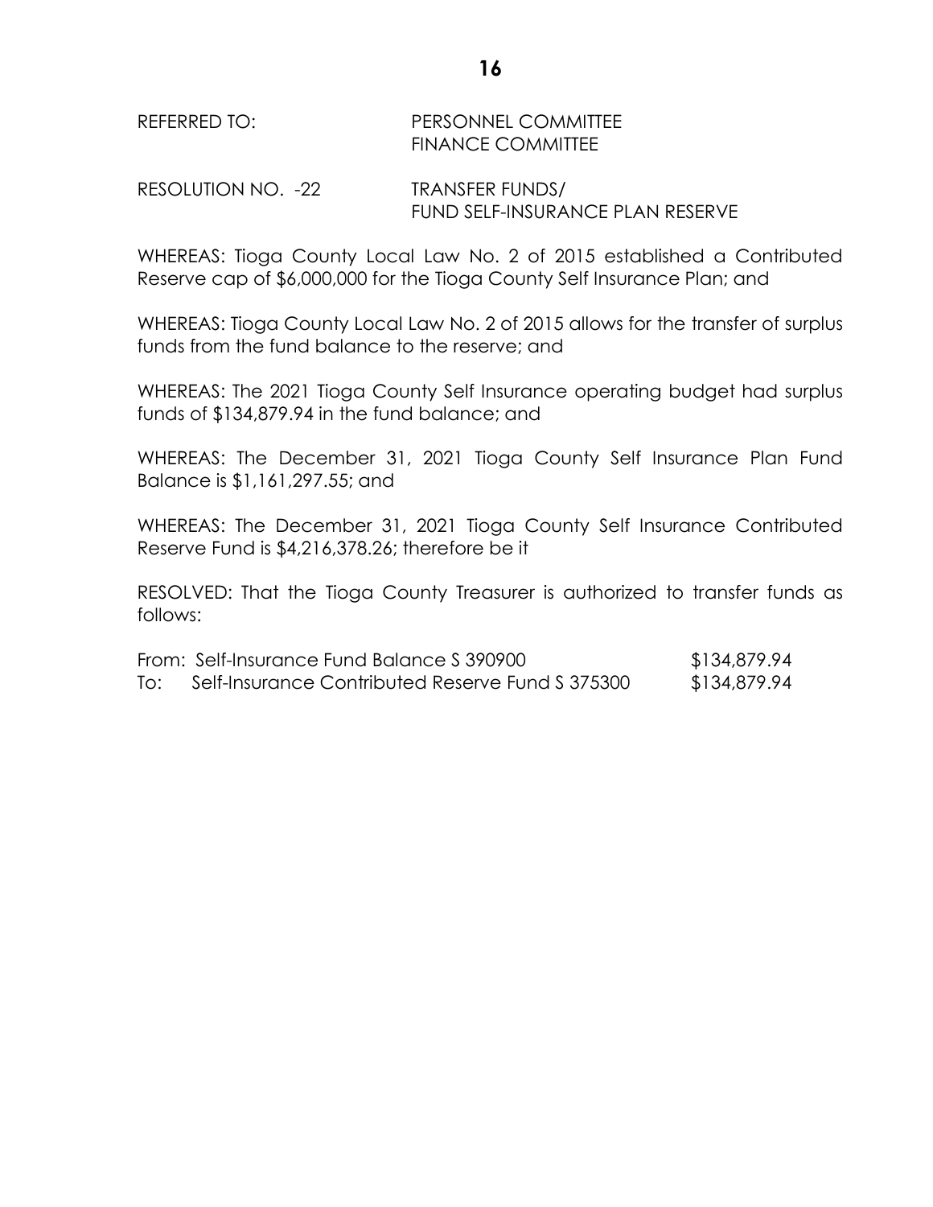REFERRED TO: PERSONNEL COMMITTEE
FINANCE COMMITTEE

RESOLUTION NO. -22 TRANSFER FUNDS/
FUND SELF-INSURANCE PLAN RESERVE

WHEREAS: Tioga County Local Law No. 2 of 2015 established a Contributed Reserve cap of $6,000,000 for the Tioga County Self Insurance Plan; and

WHEREAS: Tioga County Local Law No. 2 of 2015 allows for the transfer of surplus funds from the fund balance to the reserve; and

WHEREAS: The 2021 Tioga County Self Insurance operating budget had surplus funds of $134,879.94 in the fund balance; and

WHEREAS: The December 31, 2021 Tioga County Self Insurance Plan Fund Balance is $1,161,297.55; and

WHEREAS: The December 31, 2021 Tioga County Self Insurance Contributed Reserve Fund is $4,216,378.26; therefore be it

RESOLVED: That the Tioga County Treasurer is authorized to transfer funds as follows:

| | | |
|---|---|---|
| From: | Self-Insurance Fund Balance S 390900 | $134,879.94 |
| To: | Self-Insurance Contributed Reserve Fund S 375300 | $134,879.94 |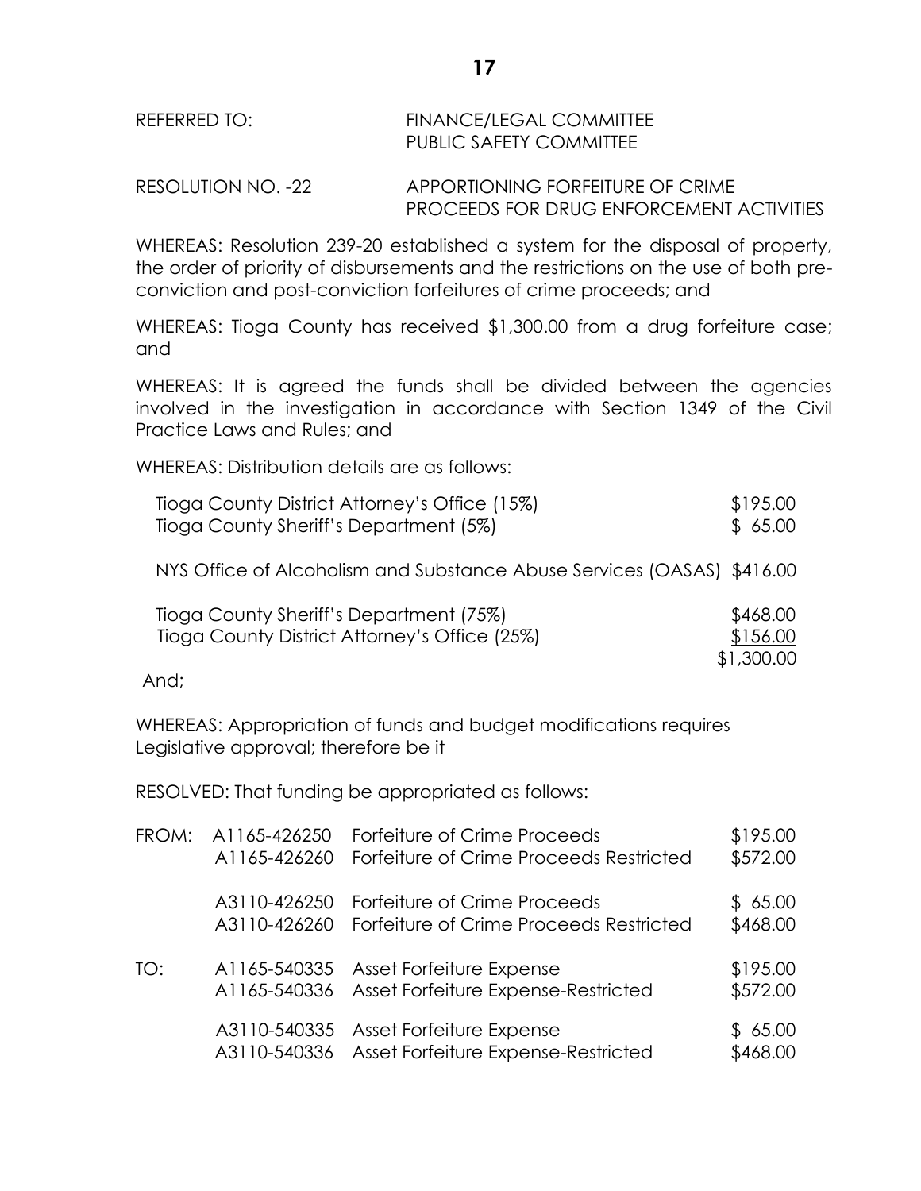REFERRED TO: FINANCE/LEGAL COMMITTEE
PUBLIC SAFETY COMMITTEE

RESOLUTION NO. -22 APPORTIONING FORFEITURE OF CRIME PROCEEDS FOR DRUG ENFORCEMENT ACTIVITIES

WHEREAS: Resolution 239-20 established a system for the disposal of property, the order of priority of disbursements and the restrictions on the use of both pre-conviction and post-conviction forfeitures of crime proceeds; and

WHEREAS: Tioga County has received $1,300.00 from a drug forfeiture case; and

WHEREAS: It is agreed the funds shall be divided between the agencies involved in the investigation in accordance with Section 1349 of the Civil Practice Laws and Rules; and

WHEREAS: Distribution details are as follows:

| | |
|---|---|
| Tioga County District Attorney's Office (15%) | $195.00 |
| Tioga County Sheriff's Department (5%) | $ 65.00 |
| NYS Office of Alcoholism and Substance Abuse Services (OASAS) | $416.00 |
| Tioga County Sheriff's Department (75%) | $468.00 |
| Tioga County District Attorney's Office (25%) | $156.00 |
| | $1,300.00 |

And;

WHEREAS: Appropriation of funds and budget modifications requires Legislative approval; therefore be it

RESOLVED: That funding be appropriated as follows:

| | | | |
|---|---|---|---|
| FROM: | A1165-426250 | Forfeiture of Crime Proceeds | $195.00 |
| | A1165-426260 | Forfeiture of Crime Proceeds Restricted | $572.00 |
| | A3110-426250 | Forfeiture of Crime Proceeds | $ 65.00 |
| | A3110-426260 | Forfeiture of Crime Proceeds Restricted | $468.00 |
| TO: | A1165-540335 | Asset Forfeiture Expense | $195.00 |
| | A1165-540336 | Asset Forfeiture Expense-Restricted | $572.00 |
| | A3110-540335 | Asset Forfeiture Expense | $ 65.00 |
| | A3110-540336 | Asset Forfeiture Expense-Restricted | $468.00 |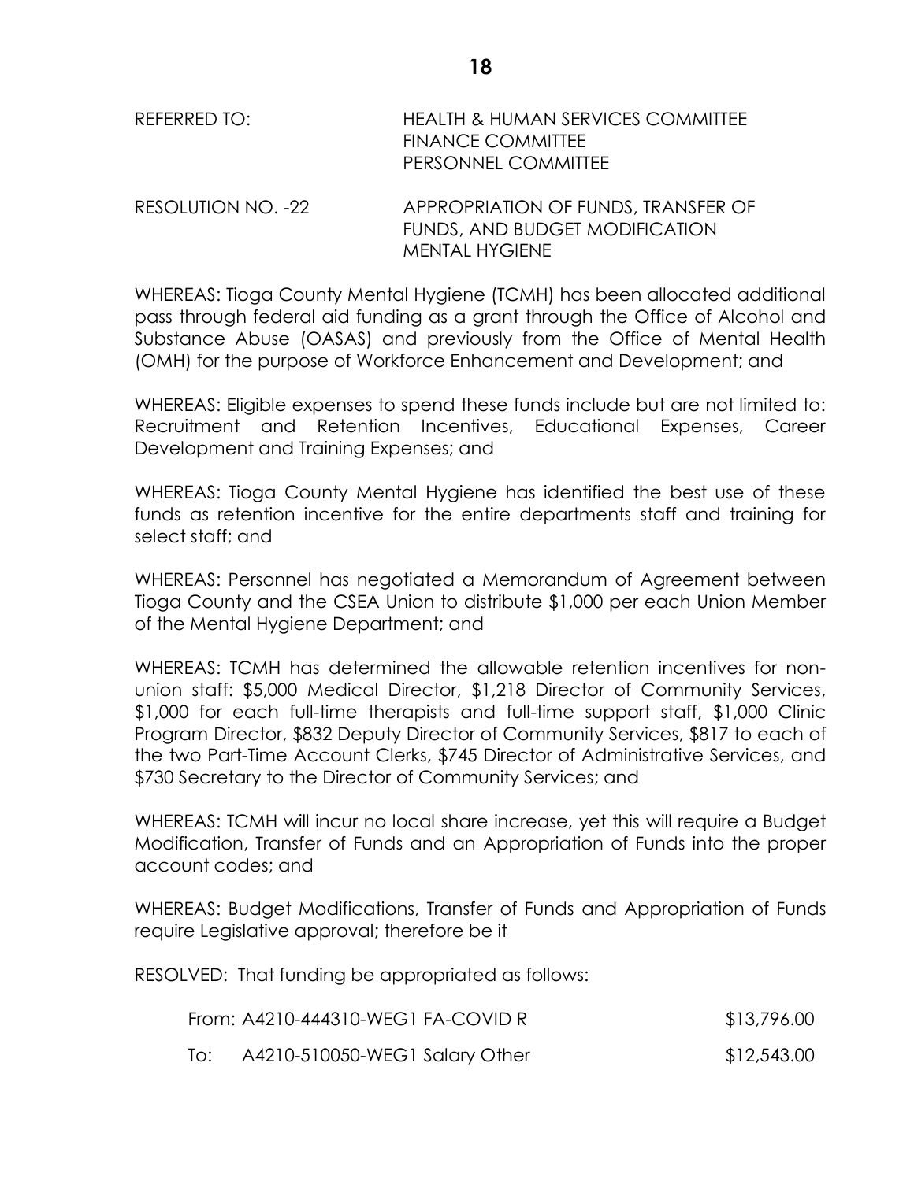REFERRED TO: HEALTH & HUMAN SERVICES COMMITTEE
FINANCE COMMITTEE
PERSONNEL COMMITTEE

RESOLUTION NO. -22 APPROPRIATION OF FUNDS, TRANSFER OF FUNDS, AND BUDGET MODIFICATION MENTAL HYGIENE

WHEREAS: Tioga County Mental Hygiene (TCMH) has been allocated additional pass through federal aid funding as a grant through the Office of Alcohol and Substance Abuse (OASAS) and previously from the Office of Mental Health (OMH) for the purpose of Workforce Enhancement and Development; and

WHEREAS: Eligible expenses to spend these funds include but are not limited to: Recruitment and Retention Incentives, Educational Expenses, Career Development and Training Expenses; and

WHEREAS: Tioga County Mental Hygiene has identified the best use of these funds as retention incentive for the entire departments staff and training for select staff; and

WHEREAS: Personnel has negotiated a Memorandum of Agreement between Tioga County and the CSEA Union to distribute $1,000 per each Union Member of the Mental Hygiene Department; and

WHEREAS: TCMH has determined the allowable retention incentives for non-union staff: $5,000 Medical Director, $1,218 Director of Community Services, $1,000 for each full-time therapists and full-time support staff, $1,000 Clinic Program Director, $832 Deputy Director of Community Services, $817 to each of the two Part-Time Account Clerks, $745 Director of Administrative Services, and $730 Secretary to the Director of Community Services; and

WHEREAS: TCMH will incur no local share increase, yet this will require a Budget Modification, Transfer of Funds and an Appropriation of Funds into the proper account codes; and

WHEREAS: Budget Modifications, Transfer of Funds and Appropriation of Funds require Legislative approval; therefore be it

RESOLVED: That funding be appropriated as follows:

| | | |
|---|---|---|
| From: | A4210-444310-WEG1 FA-COVID R | $13,796.00 |
| To: | A4210-510050-WEG1 Salary Other | $12,543.00 |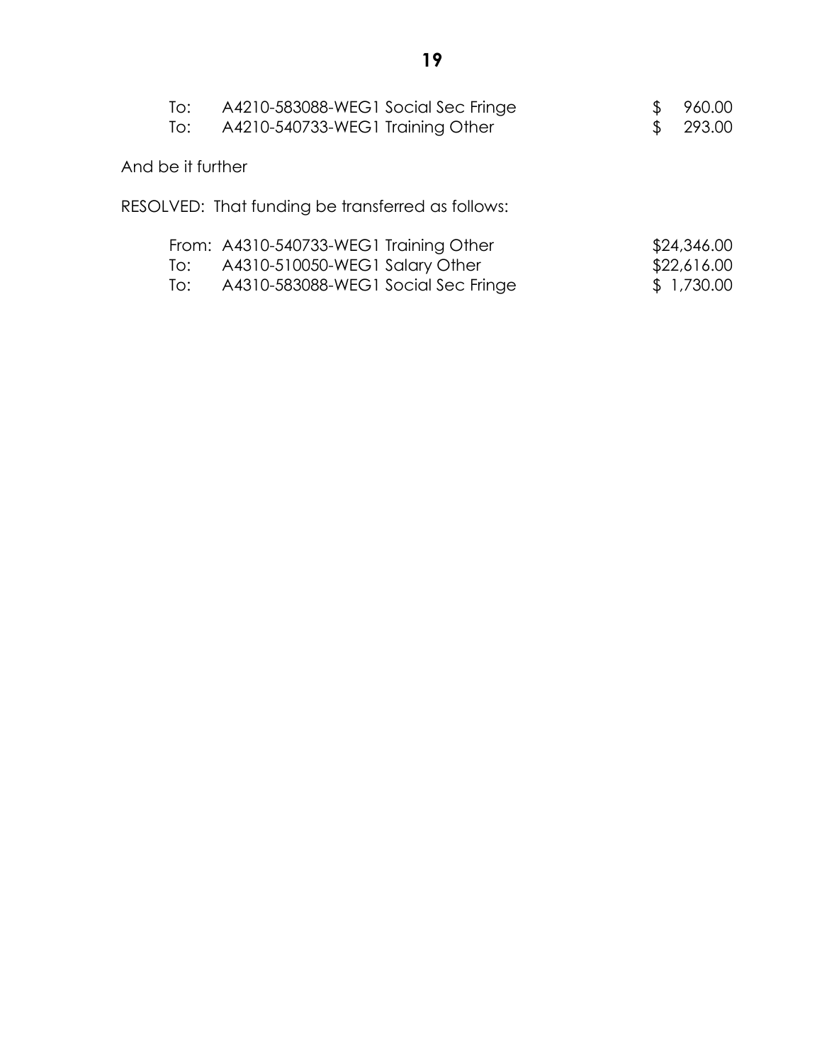| | | |
|---|---|---|
| To: | A4210-583088-WEG1 Social Sec Fringe | $ 960.00 |
| To: | A4210-540733-WEG1 Training Other | $ 293.00 |

And be it further

RESOLVED: That funding be transferred as follows:

| | | |
|---|---|---|
| From: | A4310-540733-WEG1 Training Other | $24,346.00 |
| To: | A4310-510050-WEG1 Salary Other | $22,616.00 |
| To: | A4310-583088-WEG1 Social Sec Fringe | $ 1,730.00 |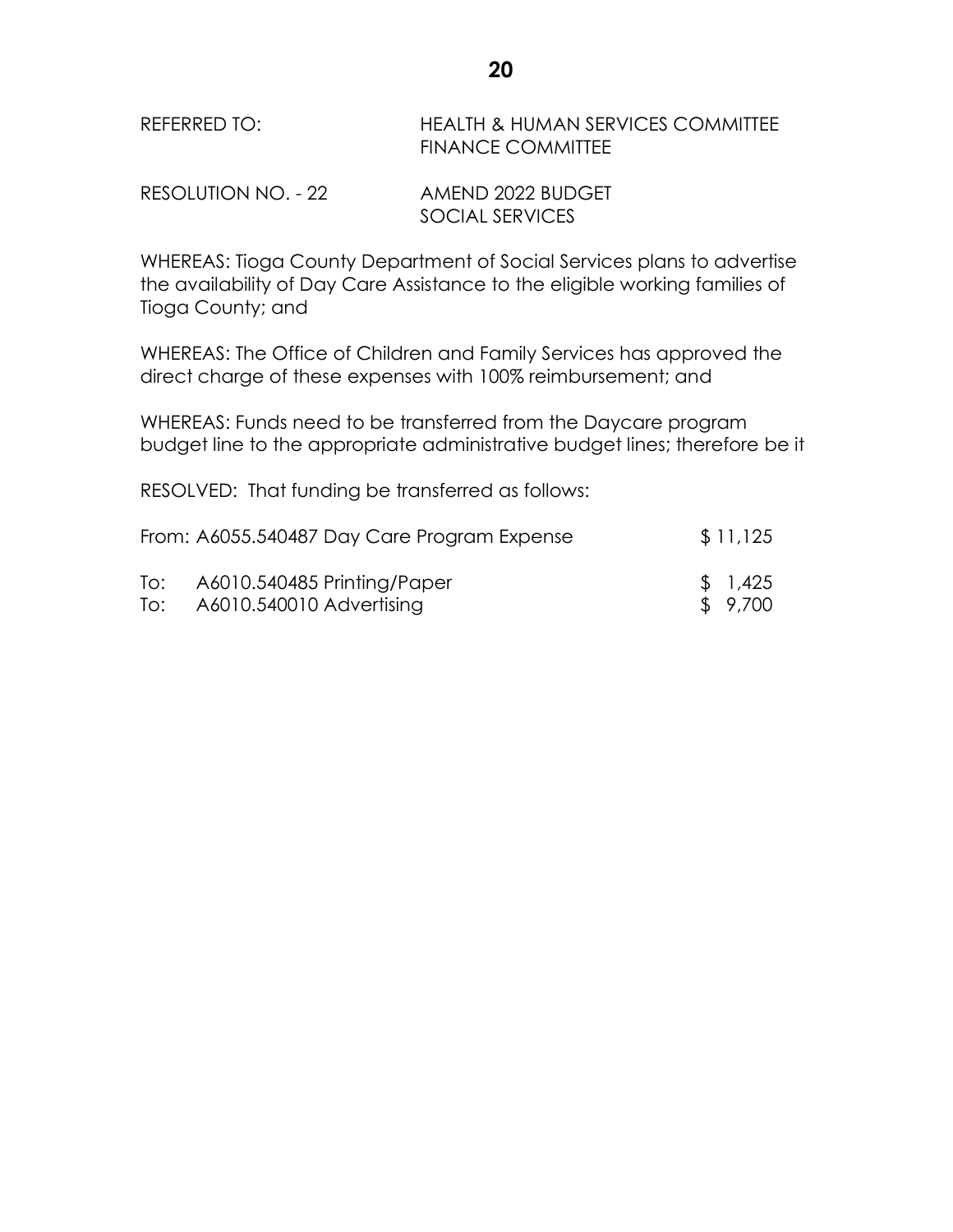REFERRED TO: HEALTH & HUMAN SERVICES COMMITTEE
FINANCE COMMITTEE

RESOLUTION NO. - 22 AMEND 2022 BUDGET
SOCIAL SERVICES

WHEREAS: Tioga County Department of Social Services plans to advertise the availability of Day Care Assistance to the eligible working families of Tioga County; and

WHEREAS: The Office of Children and Family Services has approved the direct charge of these expenses with 100% reimbursement; and

WHEREAS: Funds need to be transferred from the Daycare program budget line to the appropriate administrative budget lines; therefore be it

RESOLVED: That funding be transferred as follows:

| | | |
|---|---|---|
| From: | A6055.540487 Day Care Program Expense | $ 11,125 |
| To: | A6010.540485 Printing/Paper | $ 1,425 |
| To: | A6010.540010 Advertising | $ 9,700 |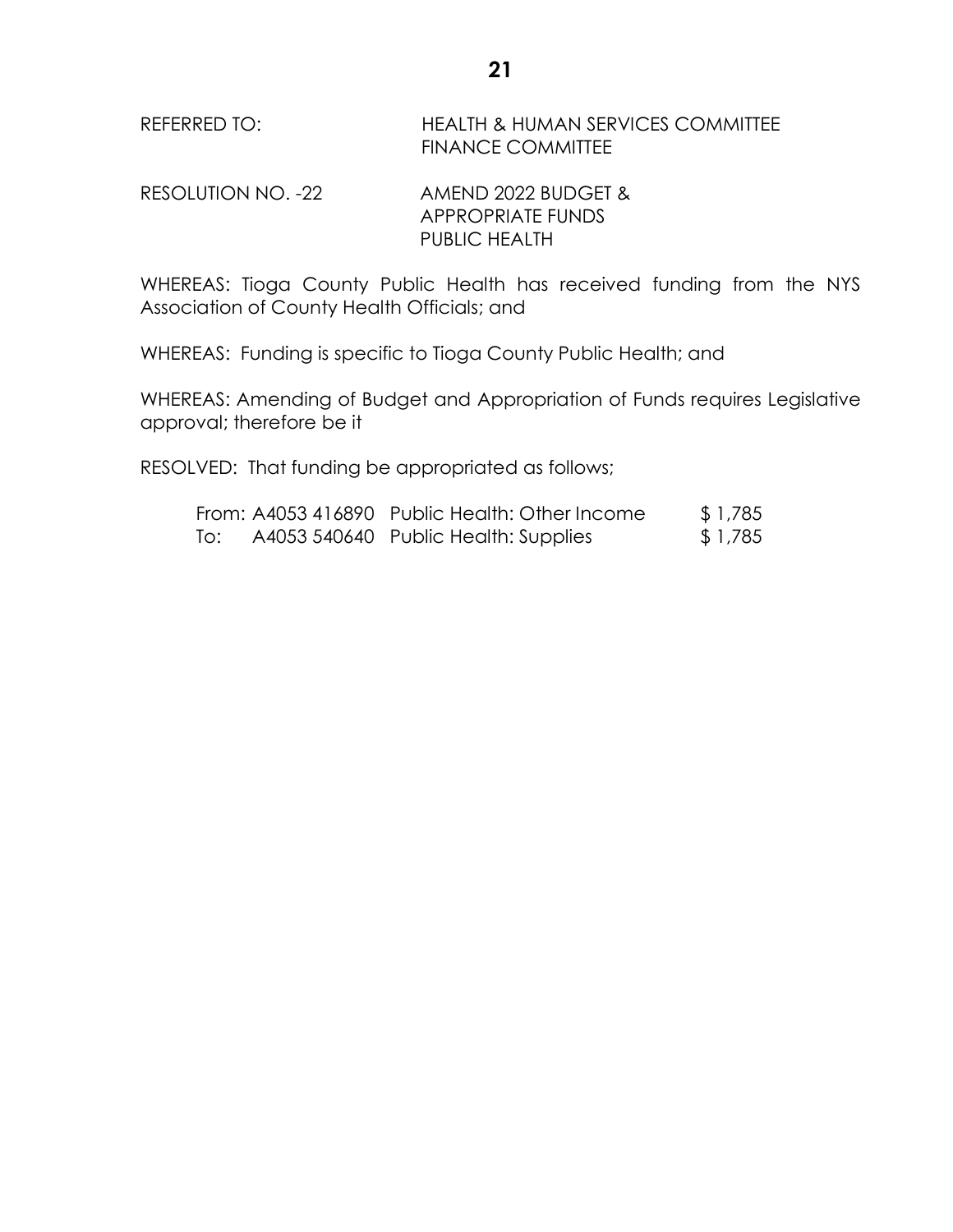REFERRED TO: HEALTH & HUMAN SERVICES COMMITTEE
FINANCE COMMITTEE

RESOLUTION NO. -22 AMEND 2022 BUDGET &
APPROPRIATE FUNDS
PUBLIC HEALTH

WHEREAS: Tioga County Public Health has received funding from the NYS Association of County Health Officials; and

WHEREAS: Funding is specific to Tioga County Public Health; and

WHEREAS: Amending of Budget and Appropriation of Funds requires Legislative approval; therefore be it

RESOLVED: That funding be appropriated as follows;

| | | | |
|---|---|---|---|
| From: | A4053 416890 | Public Health: Other Income | $ 1,785 |
| To: | A4053 540640 | Public Health: Supplies | $ 1,785 |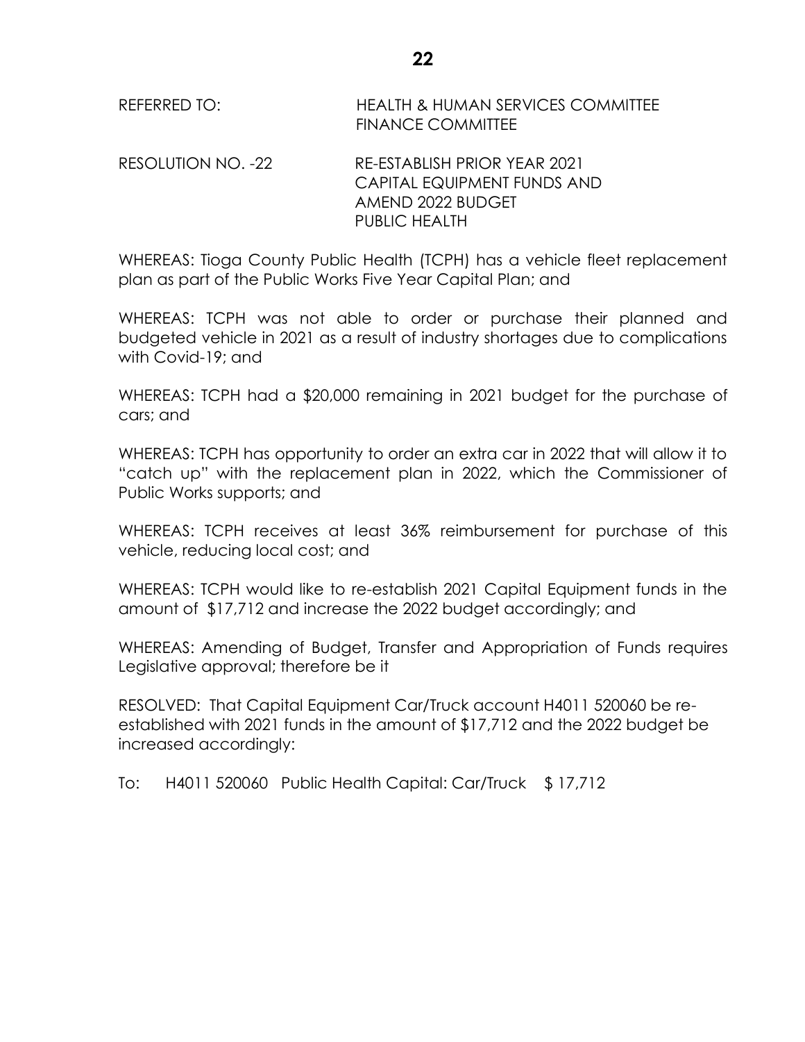REFERRED TO: HEALTH & HUMAN SERVICES COMMITTEE
FINANCE COMMITTEE

RESOLUTION NO. -22 RE-ESTABLISH PRIOR YEAR 2021 CAPITAL EQUIPMENT FUNDS AND AMEND 2022 BUDGET PUBLIC HEALTH

WHEREAS: Tioga County Public Health (TCPH) has a vehicle fleet replacement plan as part of the Public Works Five Year Capital Plan; and

WHEREAS: TCPH was not able to order or purchase their planned and budgeted vehicle in 2021 as a result of industry shortages due to complications with Covid-19; and

WHEREAS: TCPH had a $20,000 remaining in 2021 budget for the purchase of cars; and

WHEREAS: TCPH has opportunity to order an extra car in 2022 that will allow it to "catch up" with the replacement plan in 2022, which the Commissioner of Public Works supports; and

WHEREAS: TCPH receives at least 36% reimbursement for purchase of this vehicle, reducing local cost; and

WHEREAS: TCPH would like to re-establish 2021 Capital Equipment funds in the amount of $17,712 and increase the 2022 budget accordingly; and

WHEREAS: Amending of Budget, Transfer and Appropriation of Funds requires Legislative approval; therefore be it

RESOLVED: That Capital Equipment Car/Truck account H4011 520060 be re-established with 2021 funds in the amount of $17,712 and the 2022 budget be increased accordingly:

To: H4011 520060 Public Health Capital: Car/Truck $ 17,712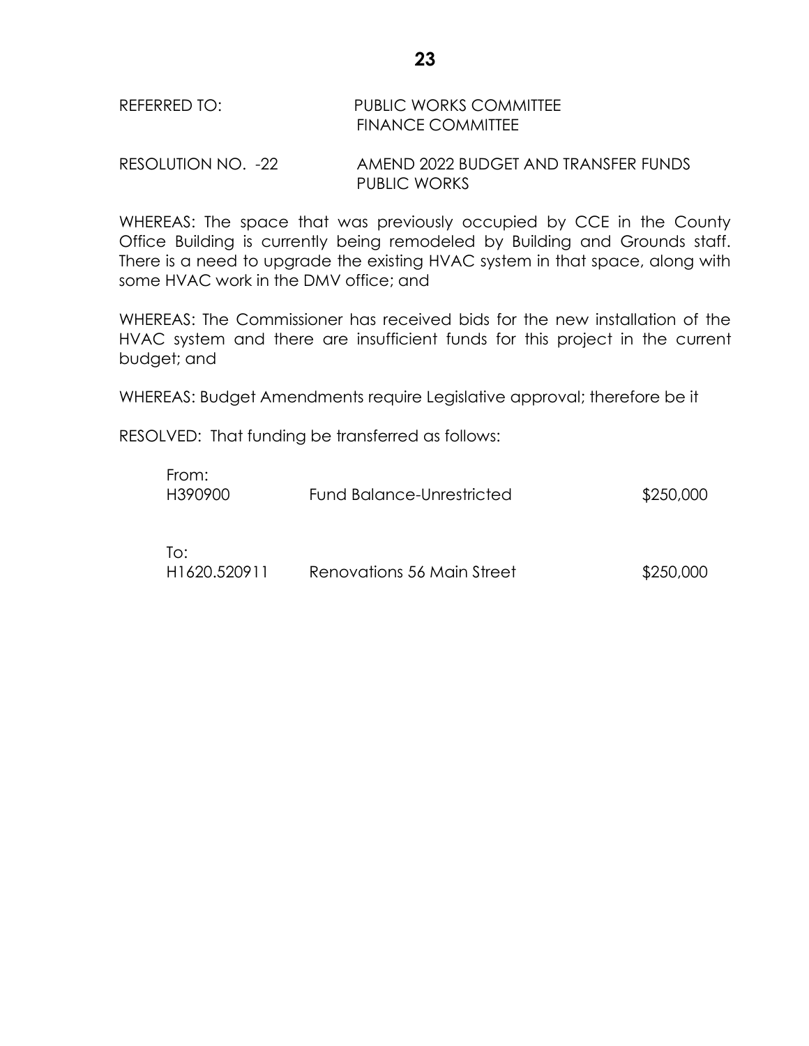REFERRED TO: PUBLIC WORKS COMMITTEE
FINANCE COMMITTEE

RESOLUTION NO. -22 AMEND 2022 BUDGET AND TRANSFER FUNDS
PUBLIC WORKS

WHEREAS: The space that was previously occupied by CCE in the County Office Building is currently being remodeled by Building and Grounds staff. There is a need to upgrade the existing HVAC system in that space, along with some HVAC work in the DMV office; and

WHEREAS: The Commissioner has received bids for the new installation of the HVAC system and there are insufficient funds for this project in the current budget; and

WHEREAS: Budget Amendments require Legislative approval; therefore be it

RESOLVED: That funding be transferred as follows:

From:

| | | |
|---|---|---|
| H390900 | Fund Balance-Unrestricted | \$250,000 |

To:

| | | |
|---|---|---|
| H1620.520911 | Renovations 56 Main Street | \$250,000 |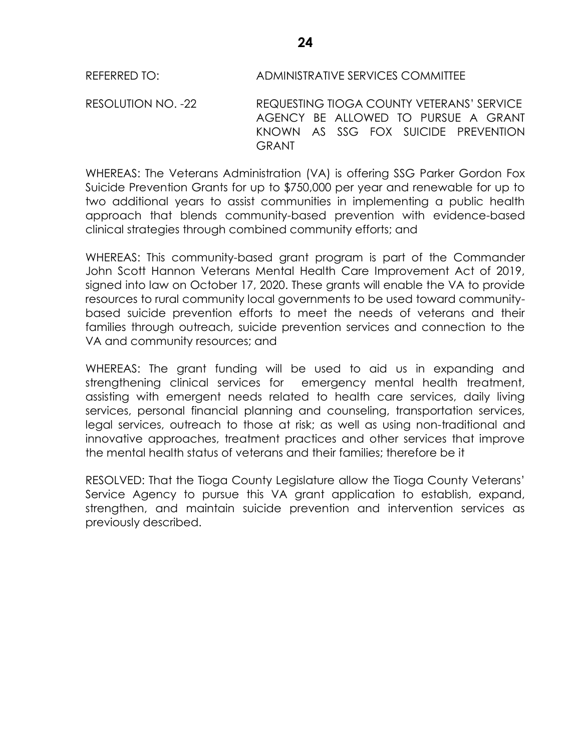REFERRED TO: ADMINISTRATIVE SERVICES COMMITTEE

RESOLUTION NO. -22 REQUESTING TIOGA COUNTY VETERANS' SERVICE AGENCY BE ALLOWED TO PURSUE A GRANT KNOWN AS SSG FOX SUICIDE PREVENTION GRANT

WHEREAS: The Veterans Administration (VA) is offering SSG Parker Gordon Fox Suicide Prevention Grants for up to $750,000 per year and renewable for up to two additional years to assist communities in implementing a public health approach that blends community-based prevention with evidence-based clinical strategies through combined community efforts; and

WHEREAS: This community-based grant program is part of the Commander John Scott Hannon Veterans Mental Health Care Improvement Act of 2019, signed into law on October 17, 2020. These grants will enable the VA to provide resources to rural community local governments to be used toward community-based suicide prevention efforts to meet the needs of veterans and their families through outreach, suicide prevention services and connection to the VA and community resources; and

WHEREAS: The grant funding will be used to aid us in expanding and strengthening clinical services for emergency mental health treatment, assisting with emergent needs related to health care services, daily living services, personal financial planning and counseling, transportation services, legal services, outreach to those at risk; as well as using non-traditional and innovative approaches, treatment practices and other services that improve the mental health status of veterans and their families; therefore be it

RESOLVED: That the Tioga County Legislature allow the Tioga County Veterans' Service Agency to pursue this VA grant application to establish, expand, strengthen, and maintain suicide prevention and intervention services as previously described.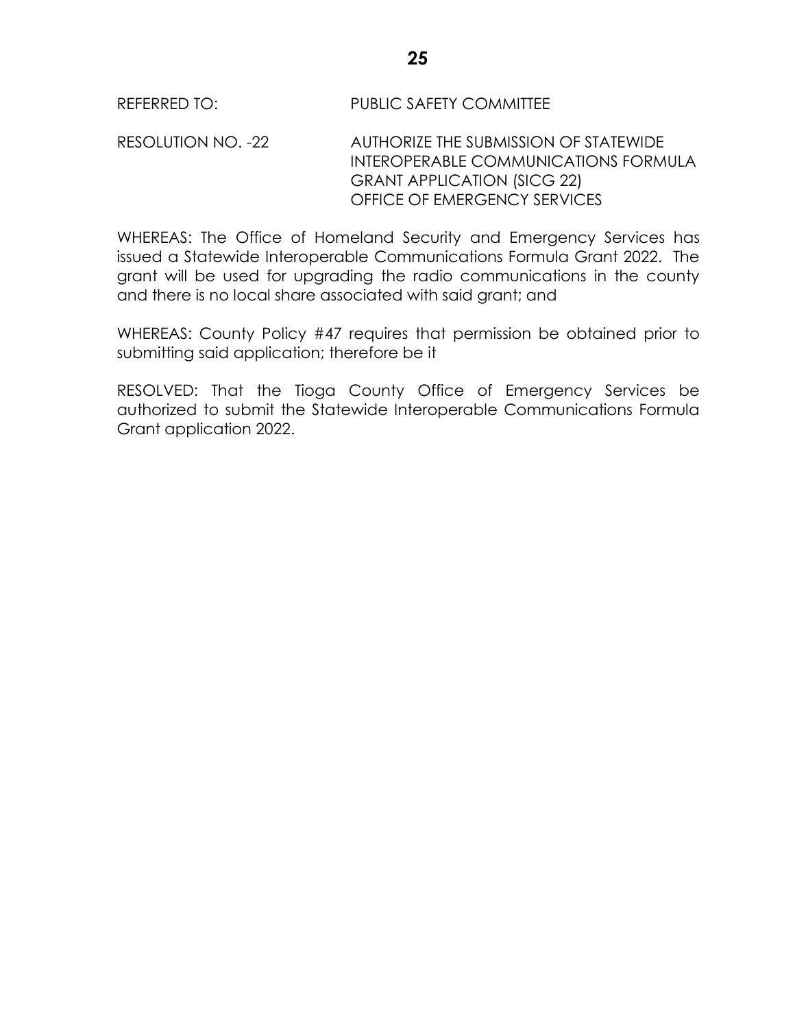REFERRED TO: PUBLIC SAFETY COMMITTEE

RESOLUTION NO. -22 AUTHORIZE THE SUBMISSION OF STATEWIDE INTEROPERABLE COMMUNICATIONS FORMULA GRANT APPLICATION (SICG 22) OFFICE OF EMERGENCY SERVICES

WHEREAS: The Office of Homeland Security and Emergency Services has issued a Statewide Interoperable Communications Formula Grant 2022. The grant will be used for upgrading the radio communications in the county and there is no local share associated with said grant; and

WHEREAS: County Policy #47 requires that permission be obtained prior to submitting said application; therefore be it

RESOLVED: That the Tioga County Office of Emergency Services be authorized to submit the Statewide Interoperable Communications Formula Grant application 2022.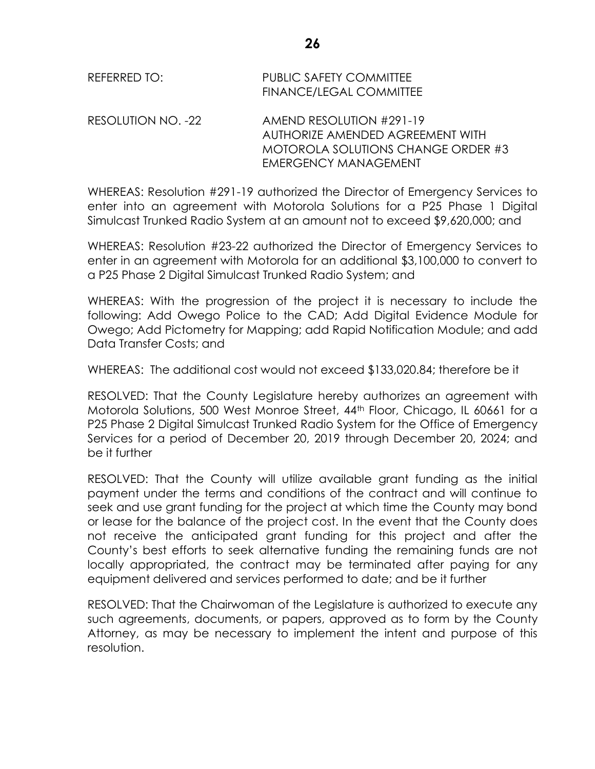REFERRED TO: PUBLIC SAFETY COMMITTEE
FINANCE/LEGAL COMMITTEE

RESOLUTION NO. -22 AMEND RESOLUTION #291-19
AUTHORIZE AMENDED AGREEMENT WITH
MOTOROLA SOLUTIONS CHANGE ORDER #3
EMERGENCY MANAGEMENT

WHEREAS: Resolution #291-19 authorized the Director of Emergency Services to enter into an agreement with Motorola Solutions for a P25 Phase 1 Digital Simulcast Trunked Radio System at an amount not to exceed $9,620,000; and

WHEREAS: Resolution #23-22 authorized the Director of Emergency Services to enter in an agreement with Motorola for an additional $3,100,000 to convert to a P25 Phase 2 Digital Simulcast Trunked Radio System; and

WHEREAS: With the progression of the project it is necessary to include the following: Add Owego Police to the CAD; Add Digital Evidence Module for Owego; Add Pictometry for Mapping; add Rapid Notification Module; and add Data Transfer Costs; and

WHEREAS: The additional cost would not exceed $133,020.84; therefore be it

RESOLVED: That the County Legislature hereby authorizes an agreement with Motorola Solutions, 500 West Monroe Street, 44th Floor, Chicago, IL 60661 for a P25 Phase 2 Digital Simulcast Trunked Radio System for the Office of Emergency Services for a period of December 20, 2019 through December 20, 2024; and be it further

RESOLVED: That the County will utilize available grant funding as the initial payment under the terms and conditions of the contract and will continue to seek and use grant funding for the project at which time the County may bond or lease for the balance of the project cost. In the event that the County does not receive the anticipated grant funding for this project and after the County's best efforts to seek alternative funding the remaining funds are not locally appropriated, the contract may be terminated after paying for any equipment delivered and services performed to date; and be it further

RESOLVED: That the Chairwoman of the Legislature is authorized to execute any such agreements, documents, or papers, approved as to form by the County Attorney, as may be necessary to implement the intent and purpose of this resolution.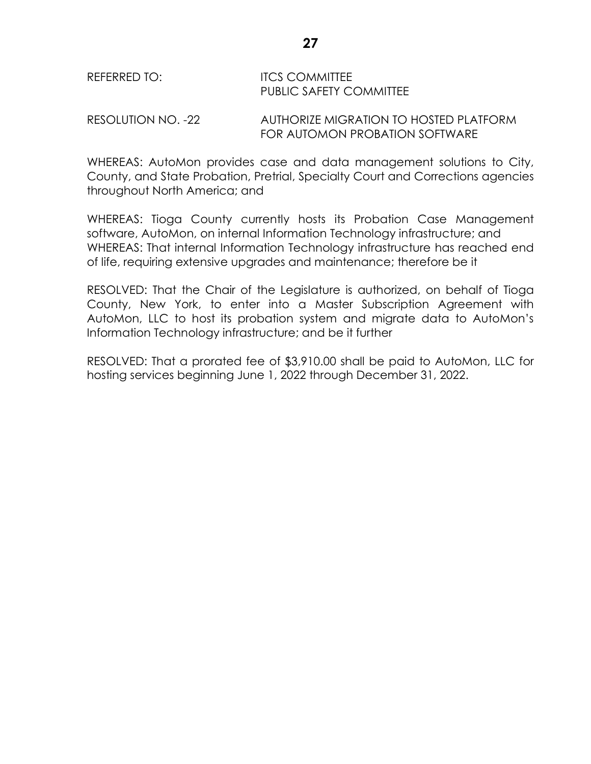REFERRED TO: ITCS COMMITTEE
PUBLIC SAFETY COMMITTEE

RESOLUTION NO. -22 AUTHORIZE MIGRATION TO HOSTED PLATFORM FOR AUTOMON PROBATION SOFTWARE

WHEREAS: AutoMon provides case and data management solutions to City, County, and State Probation, Pretrial, Specialty Court and Corrections agencies throughout North America; and

WHEREAS: Tioga County currently hosts its Probation Case Management software, AutoMon, on internal Information Technology infrastructure; and
WHEREAS: That internal Information Technology infrastructure has reached end of life, requiring extensive upgrades and maintenance; therefore be it

RESOLVED: That the Chair of the Legislature is authorized, on behalf of Tioga County, New York, to enter into a Master Subscription Agreement with AutoMon, LLC to host its probation system and migrate data to AutoMon's Information Technology infrastructure; and be it further

RESOLVED: That a prorated fee of $3,910.00 shall be paid to AutoMon, LLC for hosting services beginning June 1, 2022 through December 31, 2022.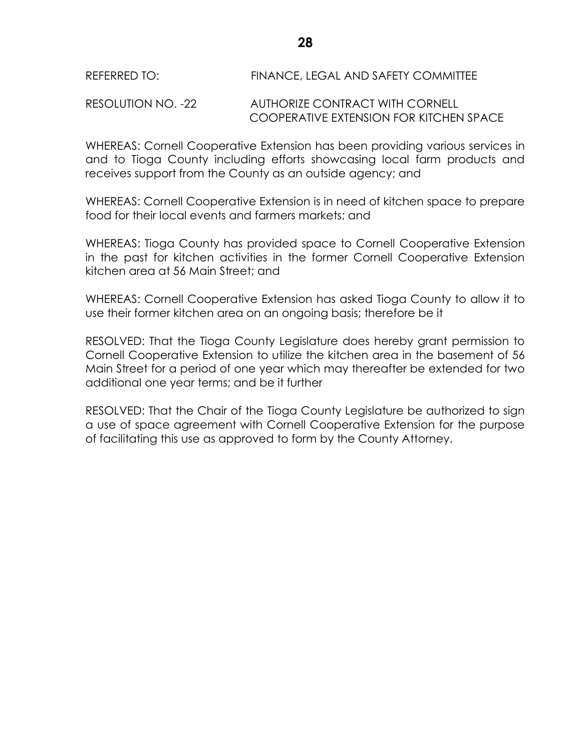REFERRED TO: FINANCE, LEGAL AND SAFETY COMMITTEE

RESOLUTION NO. -22 AUTHORIZE CONTRACT WITH CORNELL COOPERATIVE EXTENSION FOR KITCHEN SPACE

WHEREAS: Cornell Cooperative Extension has been providing various services in and to Tioga County including efforts showcasing local farm products and receives support from the County as an outside agency; and

WHEREAS: Cornell Cooperative Extension is in need of kitchen space to prepare food for their local events and farmers markets; and

WHEREAS: Tioga County has provided space to Cornell Cooperative Extension in the past for kitchen activities in the former Cornell Cooperative Extension kitchen area at 56 Main Street; and

WHEREAS: Cornell Cooperative Extension has asked Tioga County to allow it to use their former kitchen area on an ongoing basis; therefore be it

RESOLVED: That the Tioga County Legislature does hereby grant permission to Cornell Cooperative Extension to utilize the kitchen area in the basement of 56 Main Street for a period of one year which may thereafter be extended for two additional one year terms; and be it further

RESOLVED: That the Chair of the Tioga County Legislature be authorized to sign a use of space agreement with Cornell Cooperative Extension for the purpose of facilitating this use as approved to form by the County Attorney.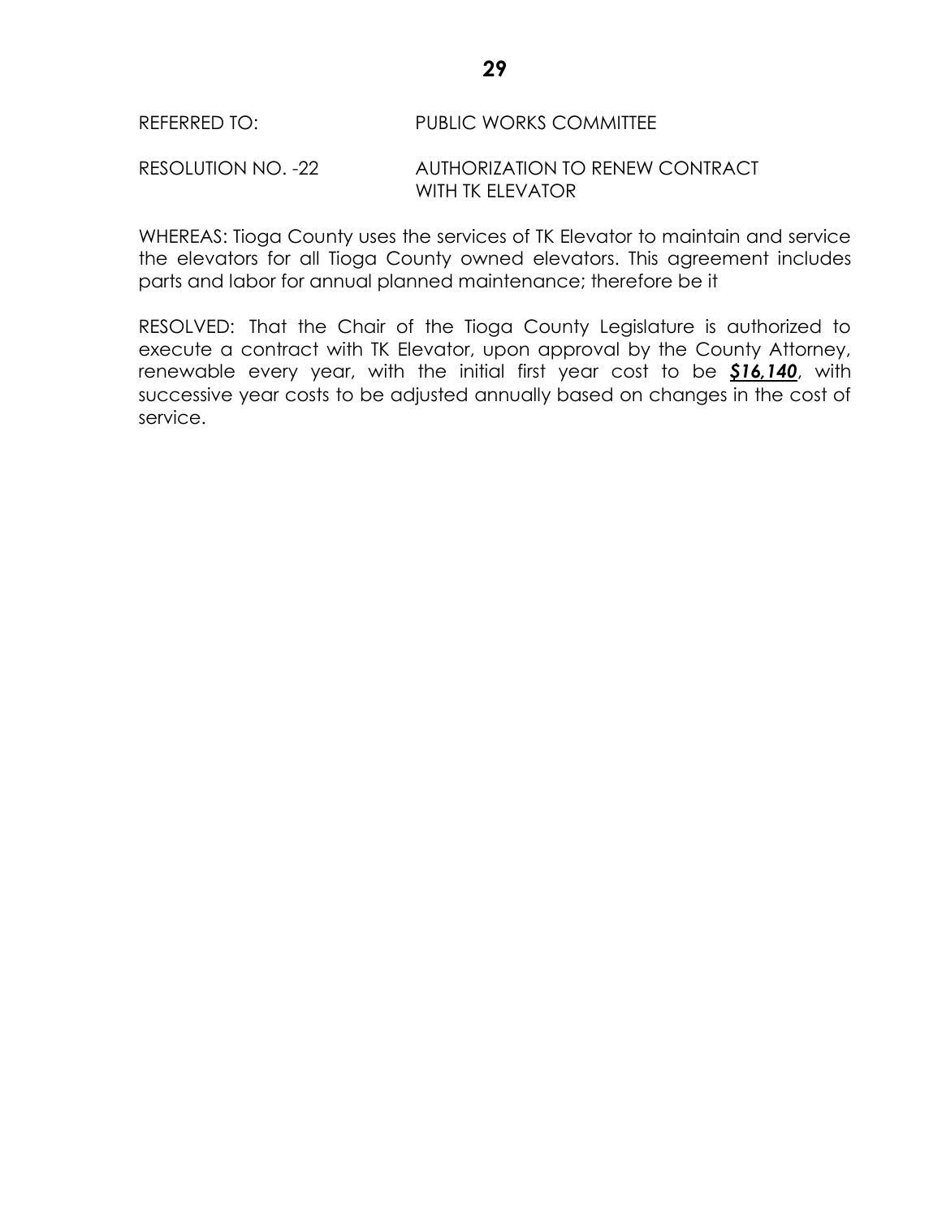REFERRED TO: PUBLIC WORKS COMMITTEE

RESOLUTION NO. -22 AUTHORIZATION TO RENEW CONTRACT WITH TK ELEVATOR

WHEREAS: Tioga County uses the services of TK Elevator to maintain and service the elevators for all Tioga County owned elevators. This agreement includes parts and labor for annual planned maintenance; therefore be it

RESOLVED: That the Chair of the Tioga County Legislature is authorized to execute a contract with TK Elevator, upon approval by the County Attorney, renewable every year, with the initial first year cost to be ***$16,140***, with successive year costs to be adjusted annually based on changes in the cost of service.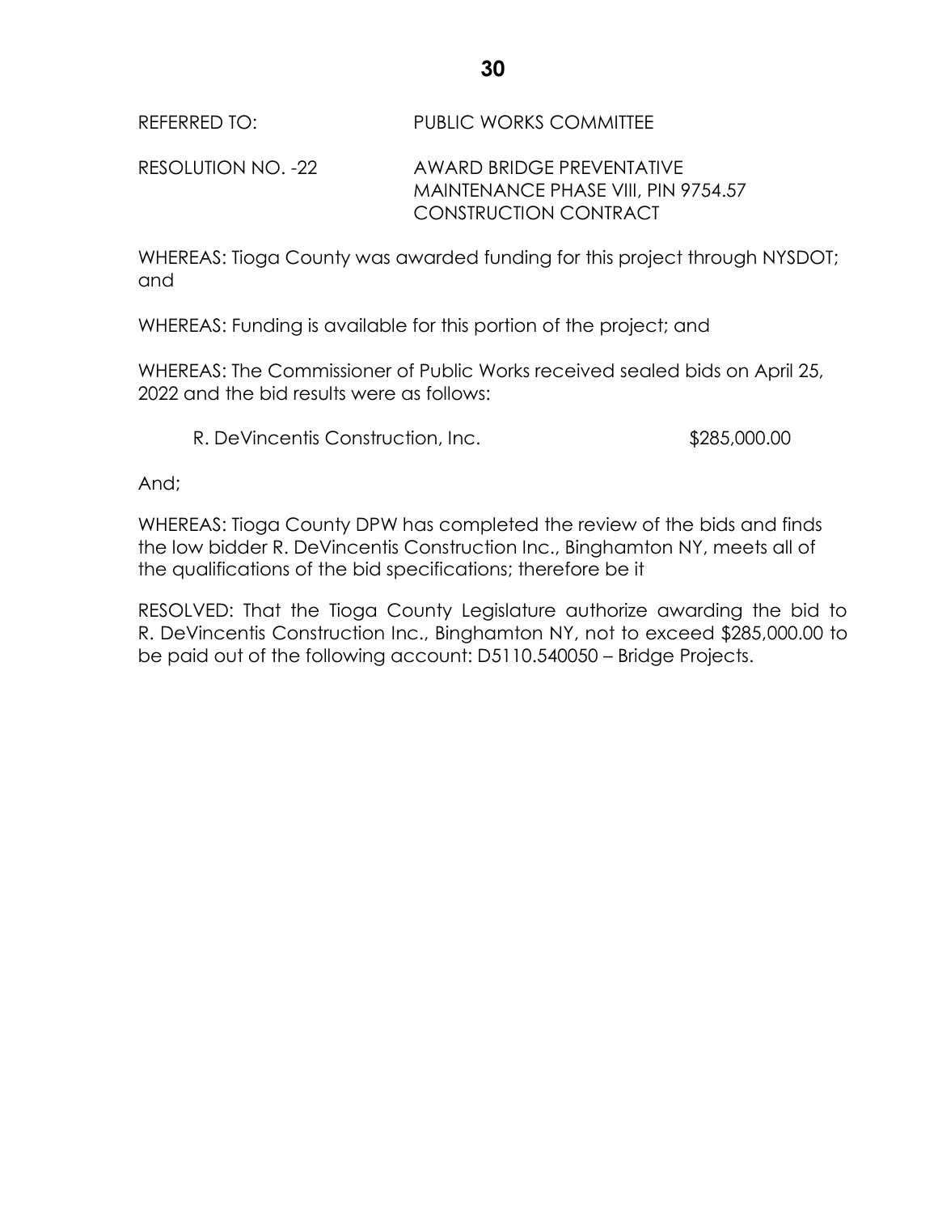REFERRED TO: PUBLIC WORKS COMMITTEE

RESOLUTION NO. -22 AWARD BRIDGE PREVENTATIVE MAINTENANCE PHASE VIII, PIN 9754.57 CONSTRUCTION CONTRACT

WHEREAS: Tioga County was awarded funding for this project through NYSDOT; and

WHEREAS: Funding is available for this portion of the project; and

WHEREAS: The Commissioner of Public Works received sealed bids on April 25, 2022 and the bid results were as follows:

R. DeVincentis Construction, Inc. $285,000.00

And;

WHEREAS: Tioga County DPW has completed the review of the bids and finds the low bidder R. DeVincentis Construction Inc., Binghamton NY, meets all of the qualifications of the bid specifications; therefore be it

RESOLVED: That the Tioga County Legislature authorize awarding the bid to R. DeVincentis Construction Inc., Binghamton NY, not to exceed $285,000.00 to be paid out of the following account: D5110.540050 – Bridge Projects.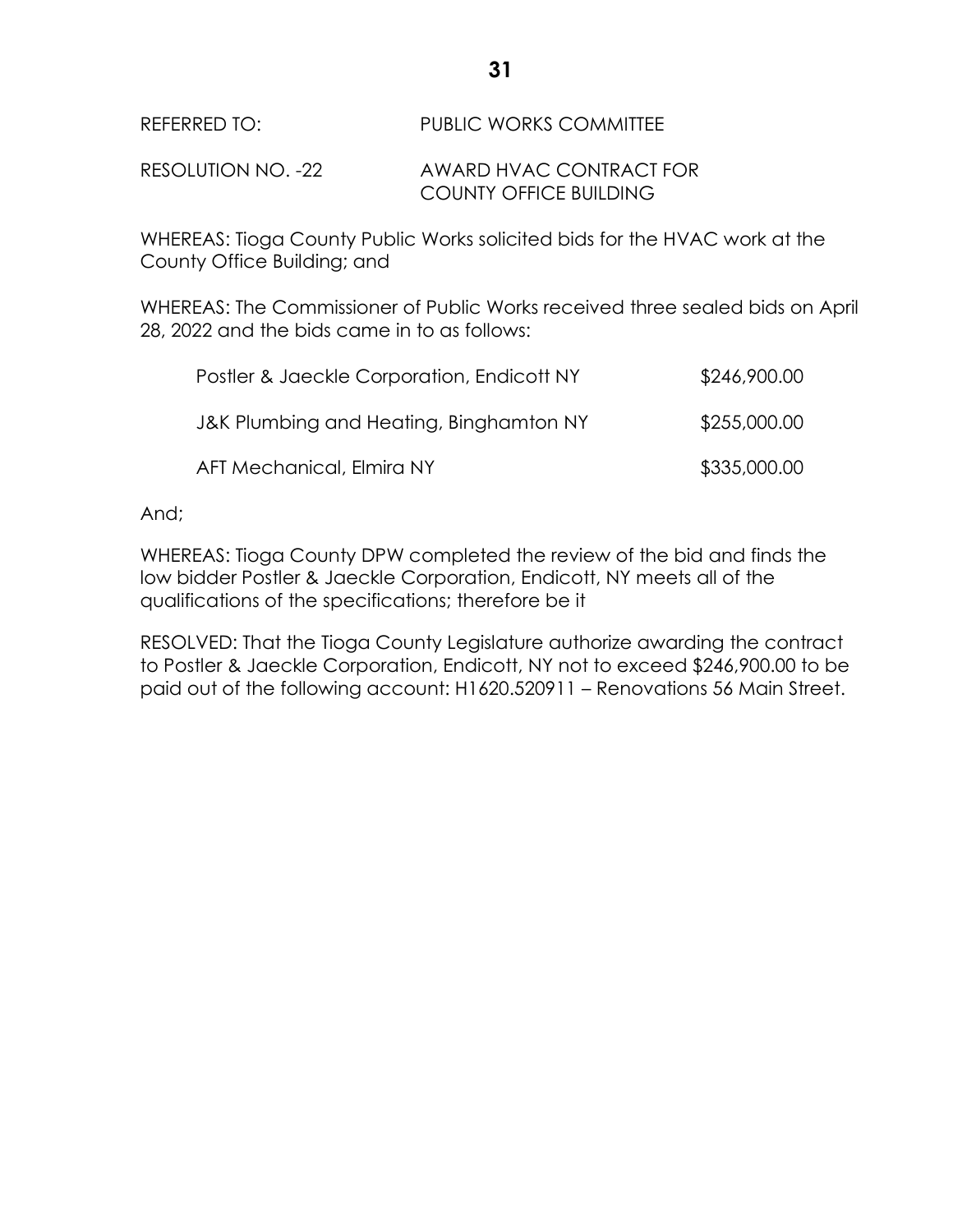REFERRED TO: PUBLIC WORKS COMMITTEE

RESOLUTION NO. -22 AWARD HVAC CONTRACT FOR COUNTY OFFICE BUILDING

WHEREAS: Tioga County Public Works solicited bids for the HVAC work at the County Office Building; and

WHEREAS: The Commissioner of Public Works received three sealed bids on April 28, 2022 and the bids came in to as follows:

| | |
|---|---|
| Postler & Jaeckle Corporation, Endicott NY | $246,900.00 |
| J&K Plumbing and Heating, Binghamton NY | $255,000.00 |
| AFT Mechanical, Elmira NY | $335,000.00 |

And;

WHEREAS: Tioga County DPW completed the review of the bid and finds the low bidder Postler & Jaeckle Corporation, Endicott, NY meets all of the qualifications of the specifications; therefore be it

RESOLVED: That the Tioga County Legislature authorize awarding the contract to Postler & Jaeckle Corporation, Endicott, NY not to exceed $246,900.00 to be paid out of the following account: H1620.520911 – Renovations 56 Main Street.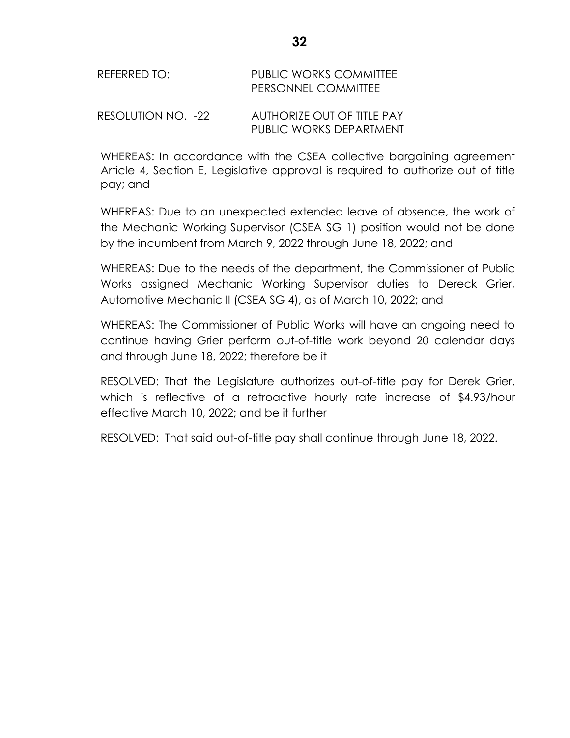REFERRED TO: PUBLIC WORKS COMMITTEE
PERSONNEL COMMITTEE

RESOLUTION NO. -22 AUTHORIZE OUT OF TITLE PAY
PUBLIC WORKS DEPARTMENT

WHEREAS: In accordance with the CSEA collective bargaining agreement Article 4, Section E, Legislative approval is required to authorize out of title pay; and

WHEREAS: Due to an unexpected extended leave of absence, the work of the Mechanic Working Supervisor (CSEA SG 1) position would not be done by the incumbent from March 9, 2022 through June 18, 2022; and

WHEREAS: Due to the needs of the department, the Commissioner of Public Works assigned Mechanic Working Supervisor duties to Dereck Grier, Automotive Mechanic II (CSEA SG 4), as of March 10, 2022; and

WHEREAS: The Commissioner of Public Works will have an ongoing need to continue having Grier perform out-of-title work beyond 20 calendar days and through June 18, 2022; therefore be it

RESOLVED: That the Legislature authorizes out-of-title pay for Derek Grier, which is reflective of a retroactive hourly rate increase of $4.93/hour effective March 10, 2022; and be it further

RESOLVED: That said out-of-title pay shall continue through June 18, 2022.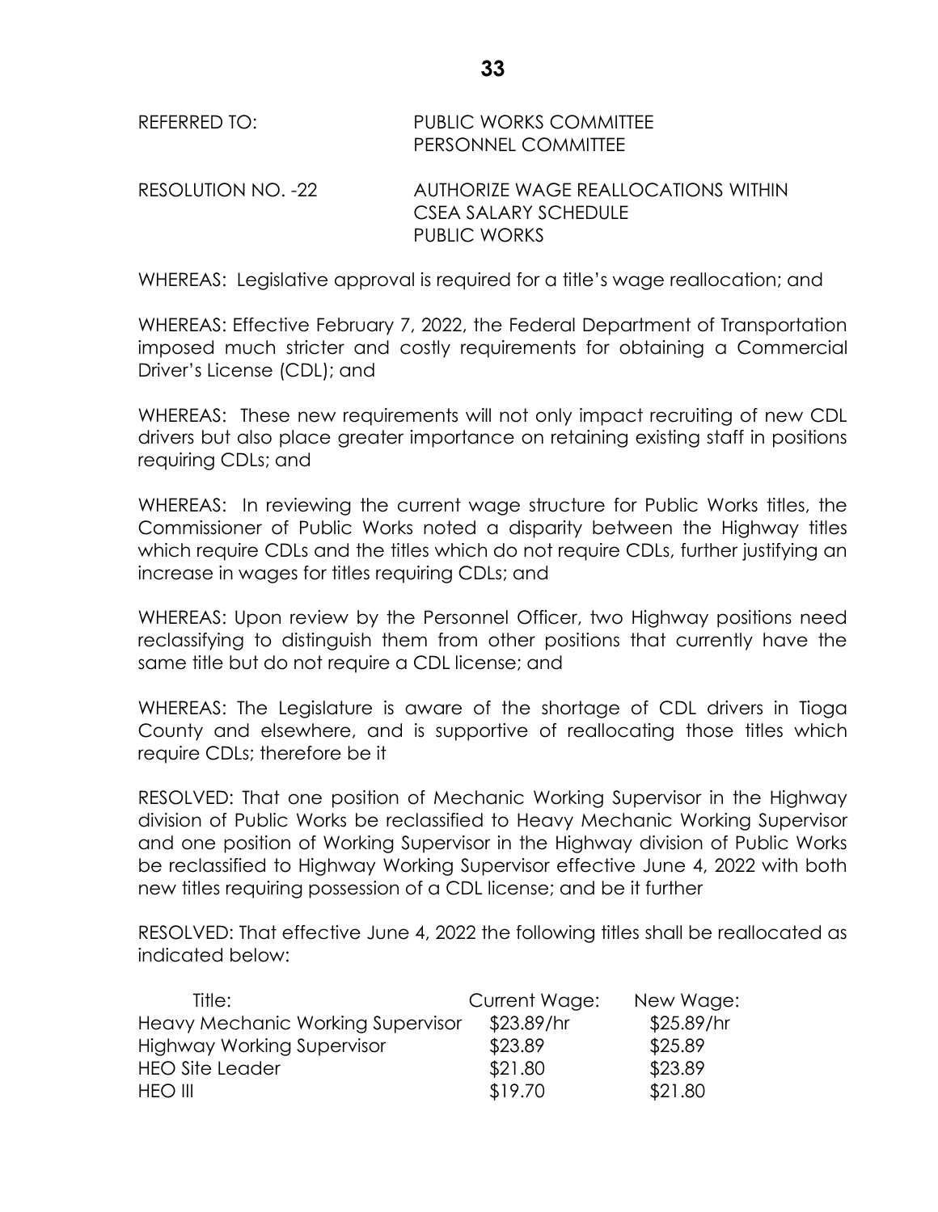REFERRED TO: PUBLIC WORKS COMMITTEE
PERSONNEL COMMITTEE

RESOLUTION NO. -22 AUTHORIZE WAGE REALLOCATIONS WITHIN CSEA SALARY SCHEDULE PUBLIC WORKS

WHEREAS: Legislative approval is required for a title's wage reallocation; and

WHEREAS: Effective February 7, 2022, the Federal Department of Transportation imposed much stricter and costly requirements for obtaining a Commercial Driver's License (CDL); and

WHEREAS: These new requirements will not only impact recruiting of new CDL drivers but also place greater importance on retaining existing staff in positions requiring CDLs; and

WHEREAS: In reviewing the current wage structure for Public Works titles, the Commissioner of Public Works noted a disparity between the Highway titles which require CDLs and the titles which do not require CDLs, further justifying an increase in wages for titles requiring CDLs; and

WHEREAS: Upon review by the Personnel Officer, two Highway positions need reclassifying to distinguish them from other positions that currently have the same title but do not require a CDL license; and

WHEREAS: The Legislature is aware of the shortage of CDL drivers in Tioga County and elsewhere, and is supportive of reallocating those titles which require CDLs; therefore be it

RESOLVED: That one position of Mechanic Working Supervisor in the Highway division of Public Works be reclassified to Heavy Mechanic Working Supervisor and one position of Working Supervisor in the Highway division of Public Works be reclassified to Highway Working Supervisor effective June 4, 2022 with both new titles requiring possession of a CDL license; and be it further

RESOLVED: That effective June 4, 2022 the following titles shall be reallocated as indicated below:

| Title: | Current Wage: | New Wage: |
|---|---|---|
| Heavy Mechanic Working Supervisor | $23.89/hr | $25.89/hr |
| Highway Working Supervisor | $23.89 | $25.89 |
| HEO Site Leader | $21.80 | $23.89 |
| HEO III | $19.70 | $21.80 |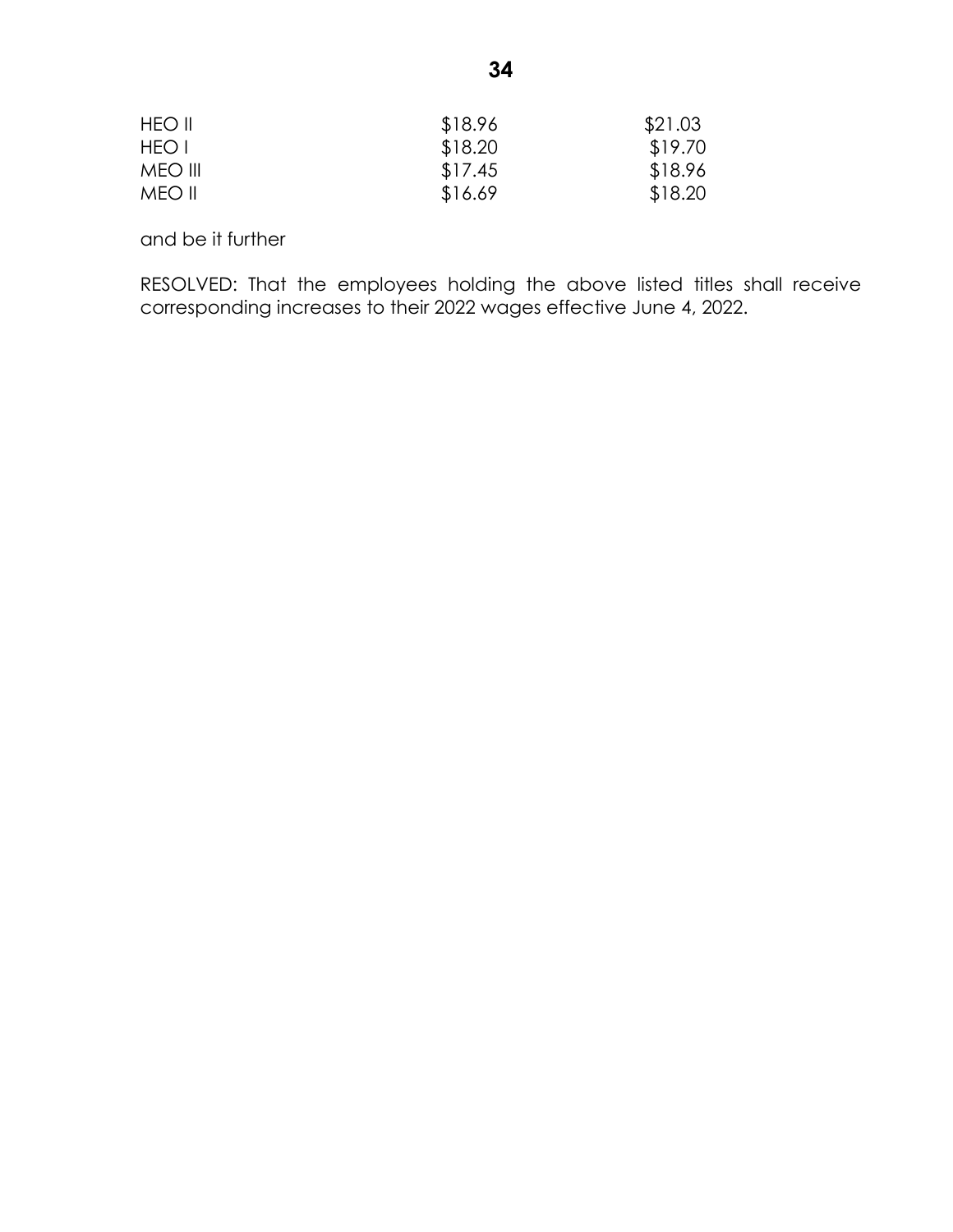| | | |
|---|---|---|
| HEO II | $18.96 | $21.03 |
| HEO I | $18.20 | $19.70 |
| MEO III | $17.45 | $18.96 |
| MEO II | $16.69 | $18.20 |

and be it further

RESOLVED: That the employees holding the above listed titles shall receive corresponding increases to their 2022 wages effective June 4, 2022.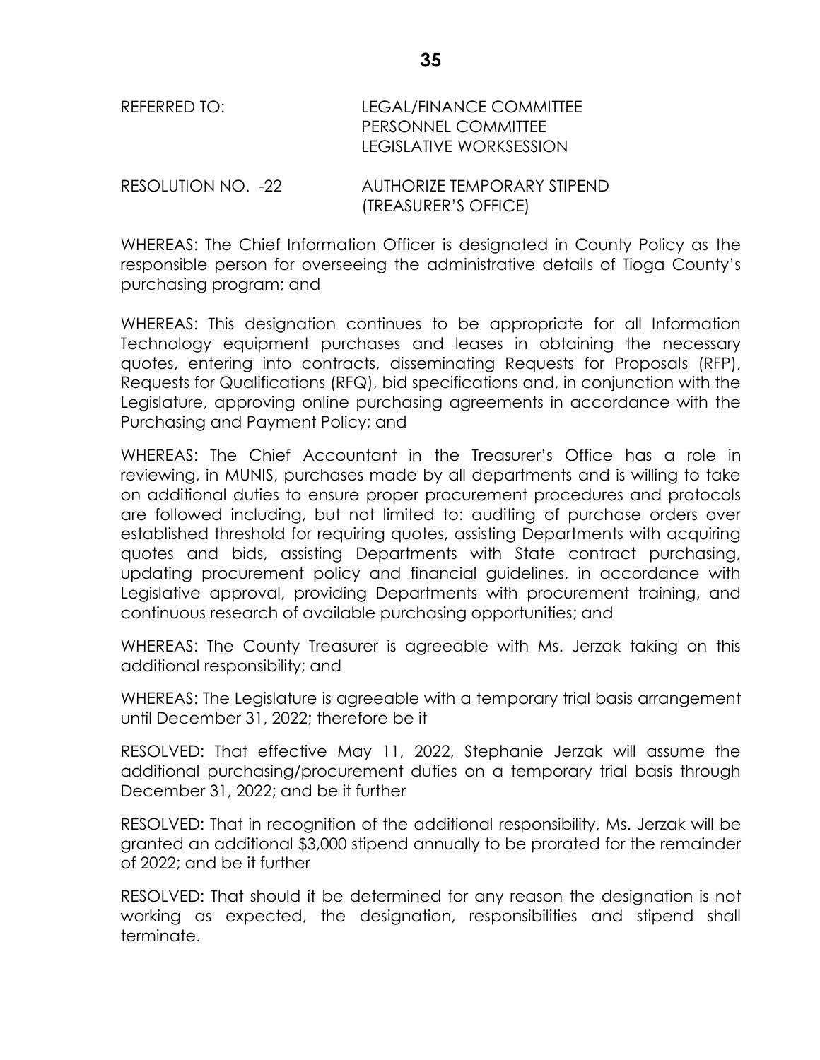REFERRED TO: LEGAL/FINANCE COMMITTEE
PERSONNEL COMMITTEE
LEGISLATIVE WORKSESSION

RESOLUTION NO. -22 AUTHORIZE TEMPORARY STIPEND (TREASURER'S OFFICE)

WHEREAS: The Chief Information Officer is designated in County Policy as the responsible person for overseeing the administrative details of Tioga County's purchasing program; and

WHEREAS: This designation continues to be appropriate for all Information Technology equipment purchases and leases in obtaining the necessary quotes, entering into contracts, disseminating Requests for Proposals (RFP), Requests for Qualifications (RFQ), bid specifications and, in conjunction with the Legislature, approving online purchasing agreements in accordance with the Purchasing and Payment Policy; and

WHEREAS: The Chief Accountant in the Treasurer's Office has a role in reviewing, in MUNIS, purchases made by all departments and is willing to take on additional duties to ensure proper procurement procedures and protocols are followed including, but not limited to: auditing of purchase orders over established threshold for requiring quotes, assisting Departments with acquiring quotes and bids, assisting Departments with State contract purchasing, updating procurement policy and financial guidelines, in accordance with Legislative approval, providing Departments with procurement training, and continuous research of available purchasing opportunities; and

WHEREAS: The County Treasurer is agreeable with Ms. Jerzak taking on this additional responsibility; and

WHEREAS: The Legislature is agreeable with a temporary trial basis arrangement until December 31, 2022; therefore be it

RESOLVED: That effective May 11, 2022, Stephanie Jerzak will assume the additional purchasing/procurement duties on a temporary trial basis through December 31, 2022; and be it further

RESOLVED: That in recognition of the additional responsibility, Ms. Jerzak will be granted an additional $3,000 stipend annually to be prorated for the remainder of 2022; and be it further

RESOLVED: That should it be determined for any reason the designation is not working as expected, the designation, responsibilities and stipend shall terminate.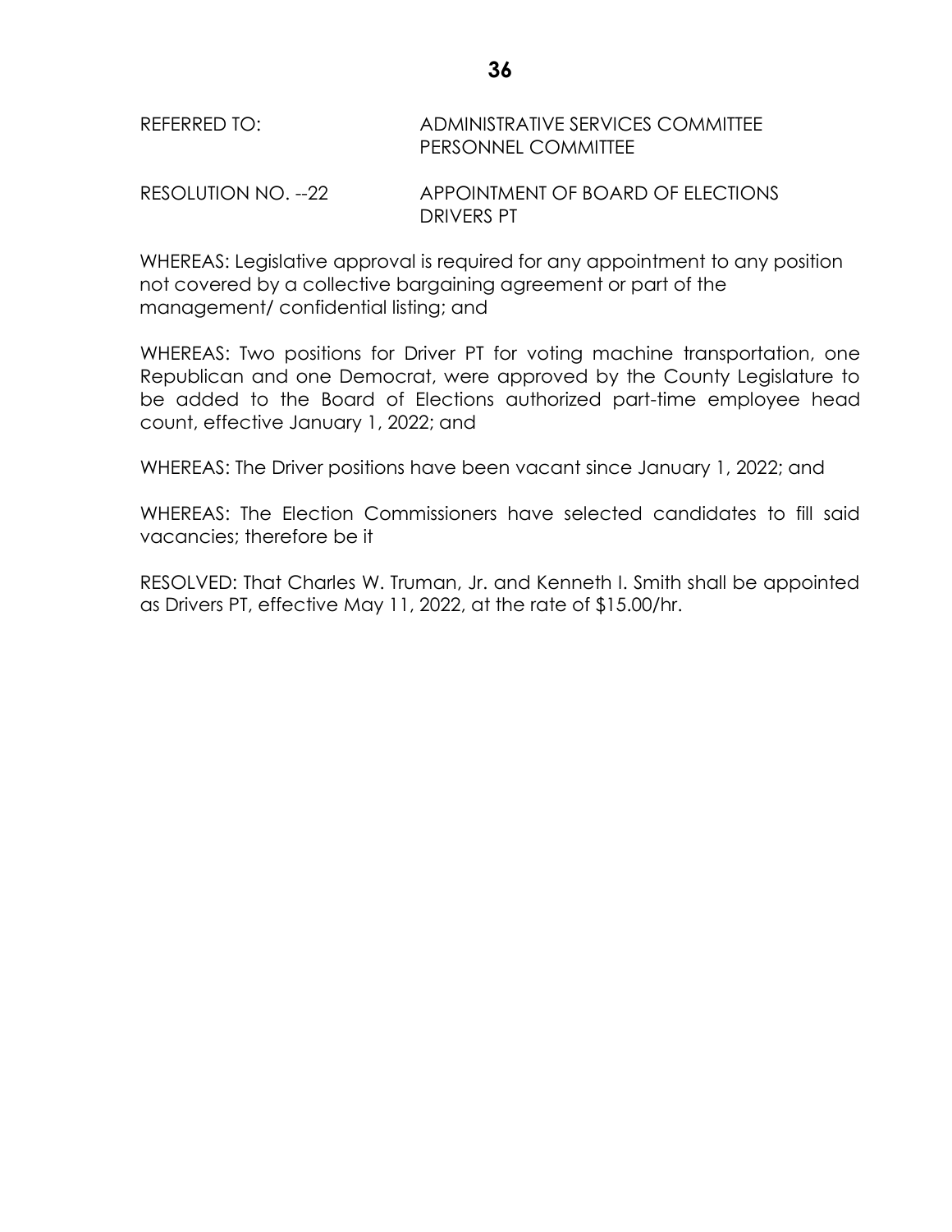REFERRED TO: ADMINISTRATIVE SERVICES COMMITTEE
PERSONNEL COMMITTEE

RESOLUTION NO. --22 APPOINTMENT OF BOARD OF ELECTIONS DRIVERS PT

WHEREAS: Legislative approval is required for any appointment to any position not covered by a collective bargaining agreement or part of the management/ confidential listing; and

WHEREAS: Two positions for Driver PT for voting machine transportation, one Republican and one Democrat, were approved by the County Legislature to be added to the Board of Elections authorized part-time employee head count, effective January 1, 2022; and

WHEREAS: The Driver positions have been vacant since January 1, 2022; and

WHEREAS: The Election Commissioners have selected candidates to fill said vacancies; therefore be it

RESOLVED: That Charles W. Truman, Jr. and Kenneth I. Smith shall be appointed as Drivers PT, effective May 11, 2022, at the rate of $15.00/hr.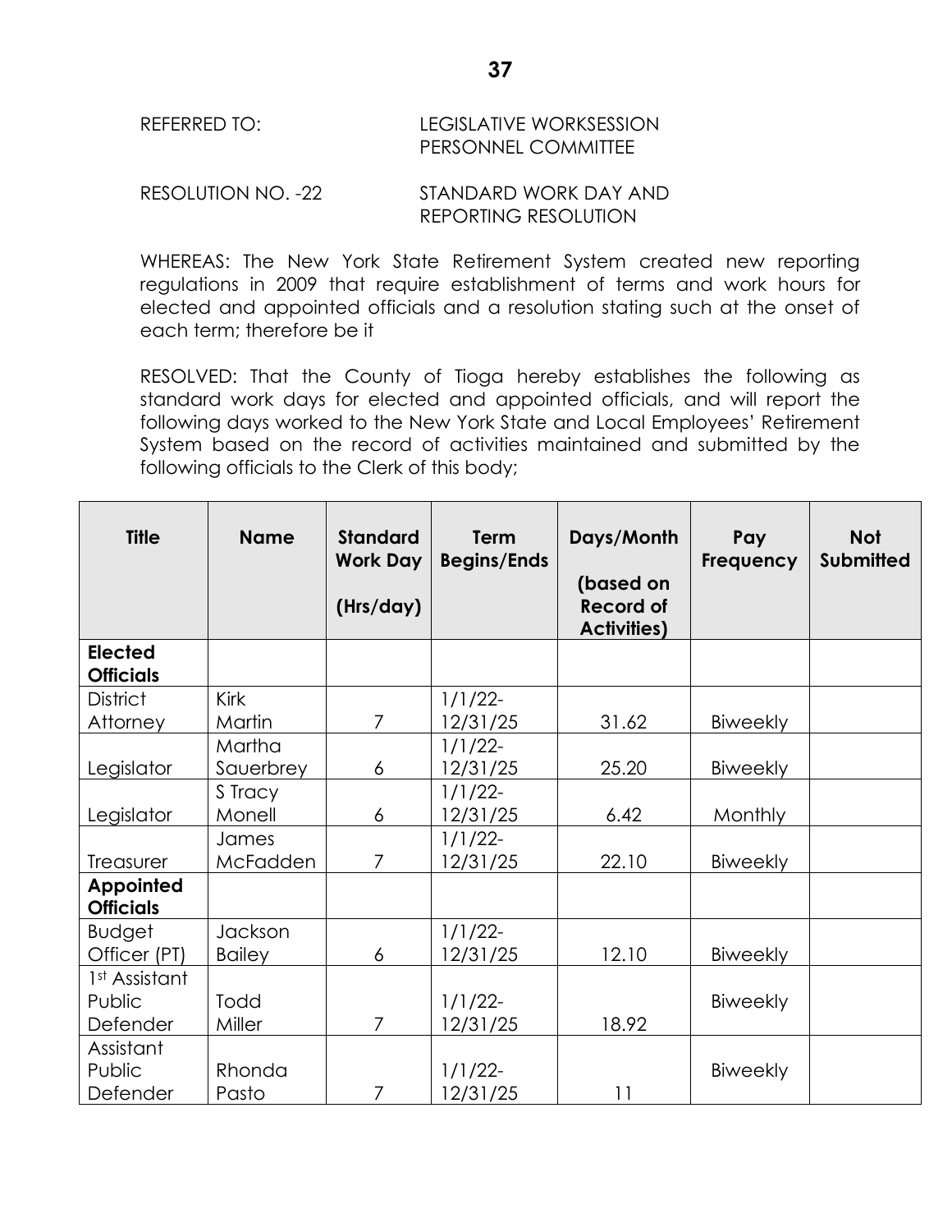REFERRED TO: LEGISLATIVE WORKSESSION
PERSONNEL COMMITTEE

RESOLUTION NO. -22 STANDARD WORK DAY AND REPORTING RESOLUTION

WHEREAS: The New York State Retirement System created new reporting regulations in 2009 that require establishment of terms and work hours for elected and appointed officials and a resolution stating such at the onset of each term; therefore be it

RESOLVED: That the County of Tioga hereby establishes the following as standard work days for elected and appointed officials, and will report the following days worked to the New York State and Local Employees' Retirement System based on the record of activities maintained and submitted by the following officials to the Clerk of this body;

| Title | Name | Standard Work Day (Hrs/day) | Term Begins/Ends | Days/Month (based on Record of Activities) | Pay Frequency | Not Submitted |
|---|---|---|---|---|---|---|
| **Elected Officials** | | | | | | |
| District Attorney | Kirk Martin | 7 | 1/1/22-12/31/25 | 31.62 | Biweekly | |
| Legislator | Martha Sauerbrey | 6 | 1/1/22-12/31/25 | 25.20 | Biweekly | |
| Legislator | S Tracy Monell | 6 | 1/1/22-12/31/25 | 6.42 | Monthly | |
| Treasurer | James McFadden | 7 | 1/1/22-12/31/25 | 22.10 | Biweekly | |
| **Appointed Officials** | | | | | | |
| Budget Officer (PT) | Jackson Bailey | 6 | 1/1/22-12/31/25 | 12.10 | Biweekly | |
| 1st Assistant Public Defender | Todd Miller | 7 | 1/1/22-12/31/25 | 18.92 | Biweekly | |
| Assistant Public Defender | Rhonda Pasto | 7 | 1/1/22-12/31/25 | 11 | Biweekly | |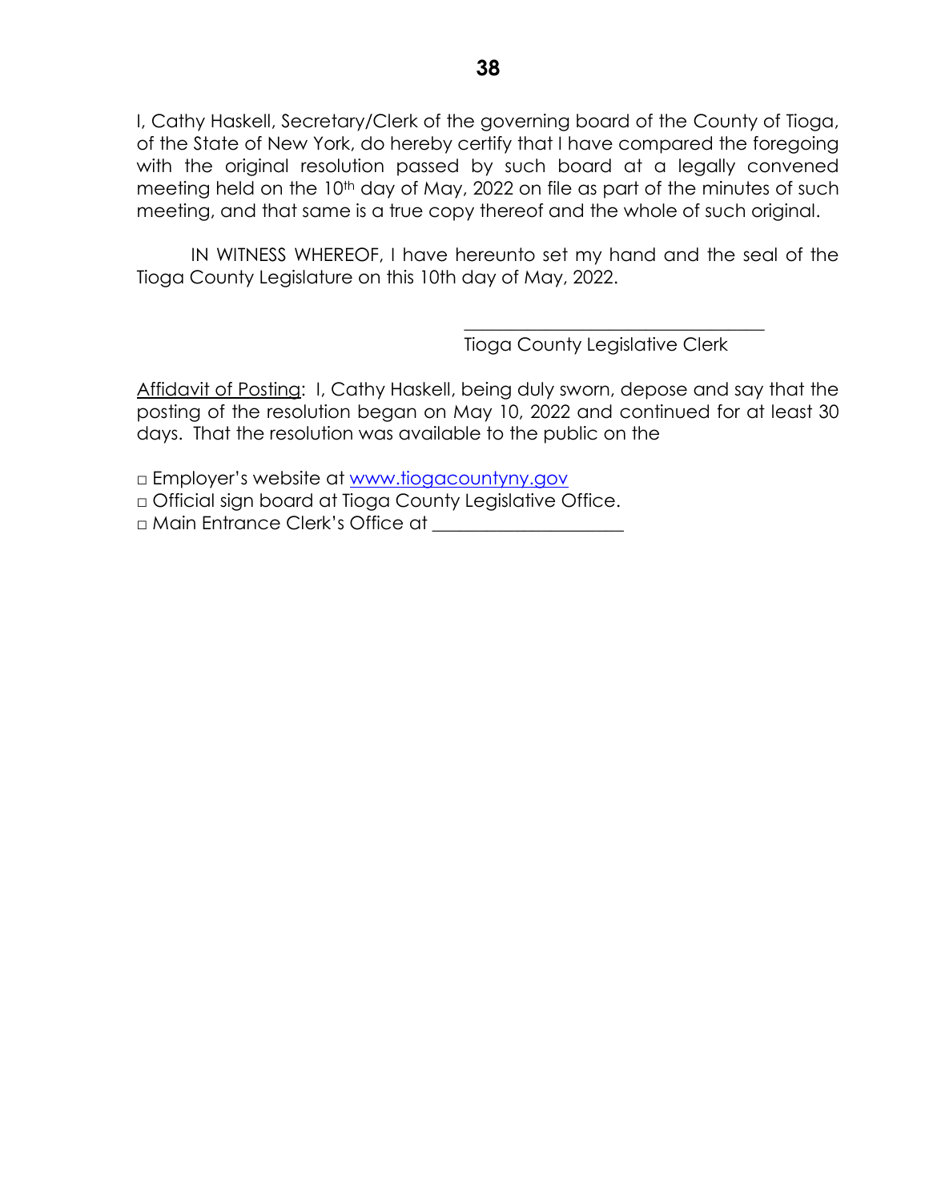I, Cathy Haskell, Secretary/Clerk of the governing board of the County of Tioga, of the State of New York, do hereby certify that I have compared the foregoing with the original resolution passed by such board at a legally convened meeting held on the 10th day of May, 2022 on file as part of the minutes of such meeting, and that same is a true copy thereof and the whole of such original.

IN WITNESS WHEREOF, I have hereunto set my hand and the seal of the Tioga County Legislature on this 10th day of May, 2022.

\_\_\_\_\_\_\_\_\_\_\_\_\_\_\_\_\_\_\_\_\_\_\_\_\_\_\_\_\_\_\_\_\_\_

Tioga County Legislative Clerk

Affidavit of Posting: I, Cathy Haskell, being duly sworn, depose and say that the posting of the resolution began on May 10, 2022 and continued for at least 30 days. That the resolution was available to the public on the

□ Employer's website at www.tiogacountyny.gov
□ Official sign board at Tioga County Legislative Office.
□ Main Entrance Clerk's Office at \_\_\_\_\_\_\_\_\_\_\_\_\_\_\_\_\_\_\_\_